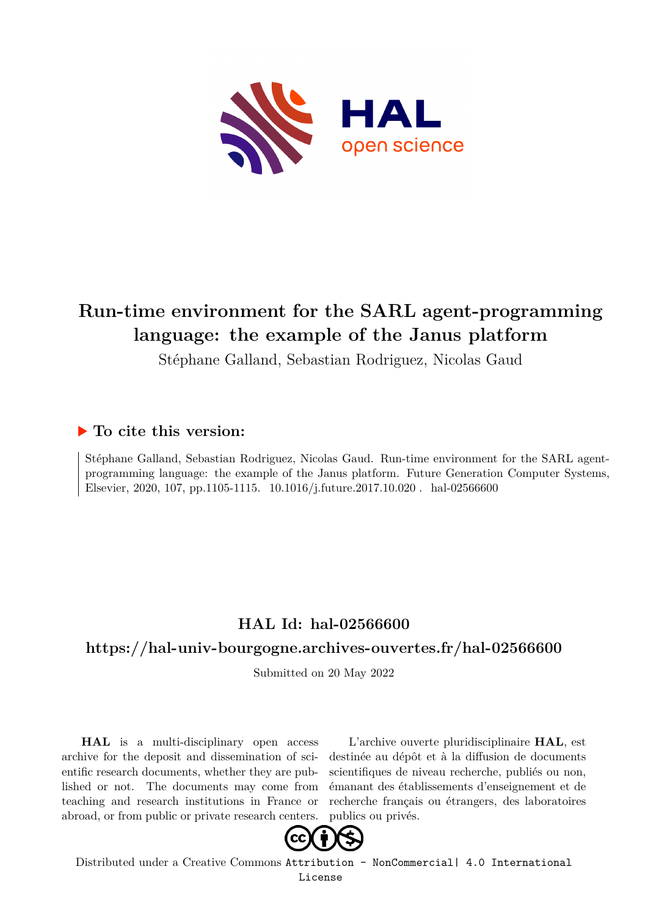# Run-time environment for the SARL agent-programming language: the example of the Janus platform

Stéphane Galland, Sebastian Rodriguez, Nicolas Gaud

## ▶ To cite this version:

Stéphane Galland, Sebastian Rodriguez, Nicolas Gaud. Run-time environment for the SARL agent-programming language: the example of the Janus platform. Future Generation Computer Systems, Elsevier, 2020, 107, pp.1105-1115. 10.1016/j.future.2017.10.020 . hal-02566600

## HAL Id: hal-02566600

## https://hal-univ-bourgogne.archives-ouvertes.fr/hal-02566600

Submitted on 20 May 2022

**HAL** is a multi-disciplinary open access archive for the deposit and dissemination of scientific research documents, whether they are published or not. The documents may come from teaching and research institutions in France or abroad, or from public or private research centers.

L'archive ouverte pluridisciplinaire **HAL**, est destinée au dépôt et à la diffusion de documents scientifiques de niveau recherche, publiés ou non, émanant des établissements d'enseignement et de recherche français ou étrangers, des laboratoires publics ou privés.

Distributed under a Creative Commons Attribution - NonCommercial| 4.0 International License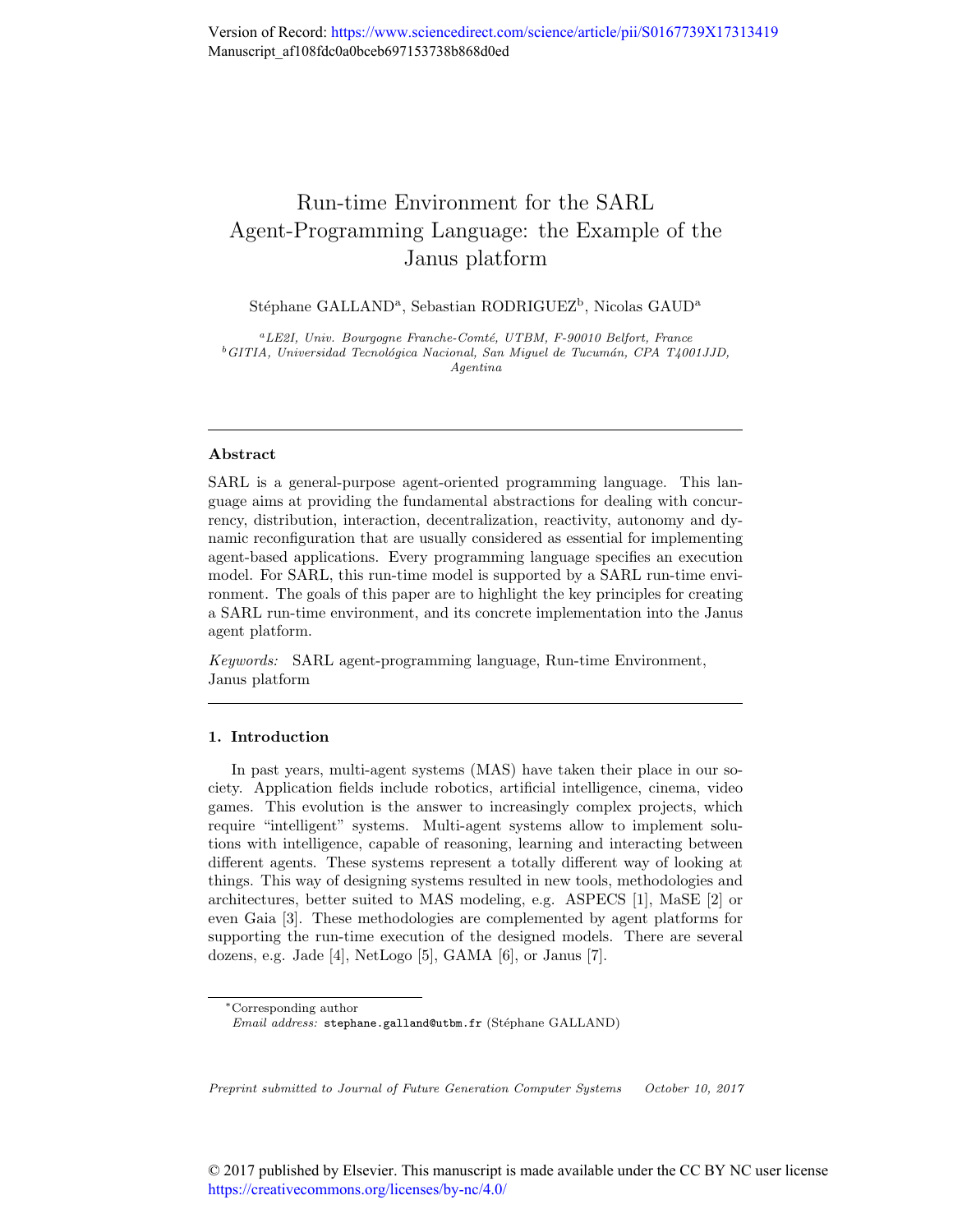# Run-time Environment for the SARL Agent-Programming Language: the Example of the Janus platform

Stéphane GALLAND[a], Sebastian RODRIGUEZ[b], Nicolas GAUD[a]

[a] *LE2I, Univ. Bourgogne Franche-Comté, UTBM, F-90010 Belfort, France*
[b] *GITIA, Universidad Tecnológica Nacional, San Miguel de Tucumán, CPA T4001JJD, Agentina*

## Abstract

SARL is a general-purpose agent-oriented programming language. This language aims at providing the fundamental abstractions for dealing with concurrency, distribution, interaction, decentralization, reactivity, autonomy and dynamic reconfiguration that are usually considered as essential for implementing agent-based applications. Every programming language specifies an execution model. For SARL, this run-time model is supported by a SARL run-time environment. The goals of this paper are to highlight the key principles for creating a SARL run-time environment, and its concrete implementation into the Janus agent platform.

*Keywords:* SARL agent-programming language, Run-time Environment, Janus platform

## 1. Introduction

In past years, multi-agent systems (MAS) have taken their place in our society. Application fields include robotics, artificial intelligence, cinema, video games. This evolution is the answer to increasingly complex projects, which require "intelligent" systems. Multi-agent systems allow to implement solutions with intelligence, capable of reasoning, learning and interacting between different agents. These systems represent a totally different way of looking at things. This way of designing systems resulted in new tools, methodologies and architectures, better suited to MAS modeling, e.g. ASPECS [1], MaSE [2] or even Gaia [3]. These methodologies are complemented by agent platforms for supporting the run-time execution of the designed models. There are several dozens, e.g. Jade [4], NetLogo [5], GAMA [6], or Janus [7].

*Corresponding author
*Email address:* stephane.galland@utbm.fr (Stéphane GALLAND)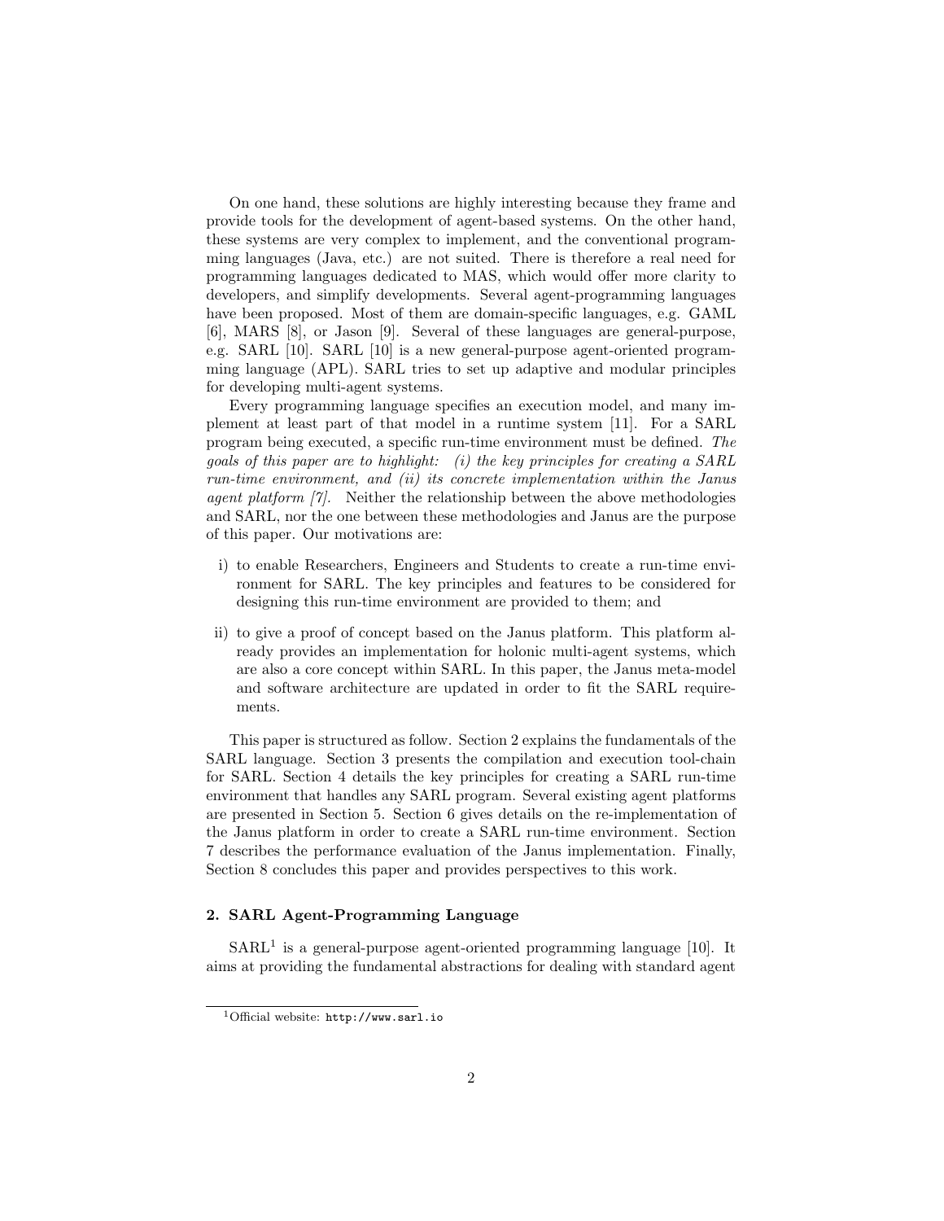On one hand, these solutions are highly interesting because they frame and provide tools for the development of agent-based systems. On the other hand, these systems are very complex to implement, and the conventional programming languages (Java, etc.) are not suited. There is therefore a real need for programming languages dedicated to MAS, which would offer more clarity to developers, and simplify developments. Several agent-programming languages have been proposed. Most of them are domain-specific languages, e.g. GAML [6], MARS [8], or Jason [9]. Several of these languages are general-purpose, e.g. SARL [10]. SARL [10] is a new general-purpose agent-oriented programming language (APL). SARL tries to set up adaptive and modular principles for developing multi-agent systems.

Every programming language specifies an execution model, and many implement at least part of that model in a runtime system [11]. For a SARL program being executed, a specific run-time environment must be defined. *The goals of this paper are to highlight: (i) the key principles for creating a SARL run-time environment, and (ii) its concrete implementation within the Janus agent platform [7].* Neither the relationship between the above methodologies and SARL, nor the one between these methodologies and Janus are the purpose of this paper. Our motivations are:

i) to enable Researchers, Engineers and Students to create a run-time environment for SARL. The key principles and features to be considered for designing this run-time environment are provided to them; and

ii) to give a proof of concept based on the Janus platform. This platform already provides an implementation for holonic multi-agent systems, which are also a core concept within SARL. In this paper, the Janus meta-model and software architecture are updated in order to fit the SARL requirements.

This paper is structured as follow. Section 2 explains the fundamentals of the SARL language. Section 3 presents the compilation and execution tool-chain for SARL. Section 4 details the key principles for creating a SARL run-time environment that handles any SARL program. Several existing agent platforms are presented in Section 5. Section 6 gives details on the re-implementation of the Janus platform in order to create a SARL run-time environment. Section 7 describes the performance evaluation of the Janus implementation. Finally, Section 8 concludes this paper and provides perspectives to this work.

## 2. SARL Agent-Programming Language

SARL[1] is a general-purpose agent-oriented programming language [10]. It aims at providing the fundamental abstractions for dealing with standard agent

[1] Official website: `http://www.sarl.io`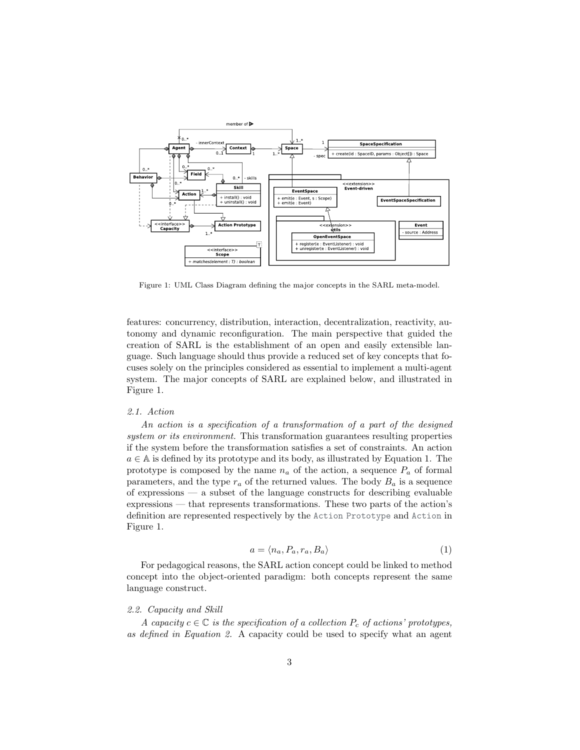Figure 1: UML Class Diagram defining the major concepts in the SARL meta-model.

features: concurrency, distribution, interaction, decentralization, reactivity, autonomy and dynamic reconfiguration. The main perspective that guided the creation of SARL is the establishment of an open and easily extensible language. Such language should thus provide a reduced set of key concepts that focuses solely on the principles considered as essential to implement a multi-agent system. The major concepts of SARL are explained below, and illustrated in Figure 1.

### *2.1. Action*

*An action is a specification of a transformation of a part of the designed system or its environment.* This transformation guarantees resulting properties if the system before the transformation satisfies a set of constraints. An action $a \in \mathbb{A}$ is defined by its prototype and its body, as illustrated by Equation 1. The prototype is composed by the name $n_a$ of the action, a sequence $P_a$ of formal parameters, and the type $r_a$ of the returned values. The body $B_a$ is a sequence of expressions — a subset of the language constructs for describing evaluable expressions — that represents transformations. These two parts of the action's definition are represented respectively by the `Action Prototype` and `Action` in Figure 1.

$$a = \langle n_a, P_a, r_a, B_a \rangle \tag{1}$$

For pedagogical reasons, the SARL action concept could be linked to method concept into the object-oriented paradigm: both concepts represent the same language construct.

### *2.2. Capacity and Skill*

*A capacity $c \in \mathbb{C}$ is the specification of a collection $P_c$ of actions' prototypes, as defined in Equation 2.* A capacity could be used to specify what an agent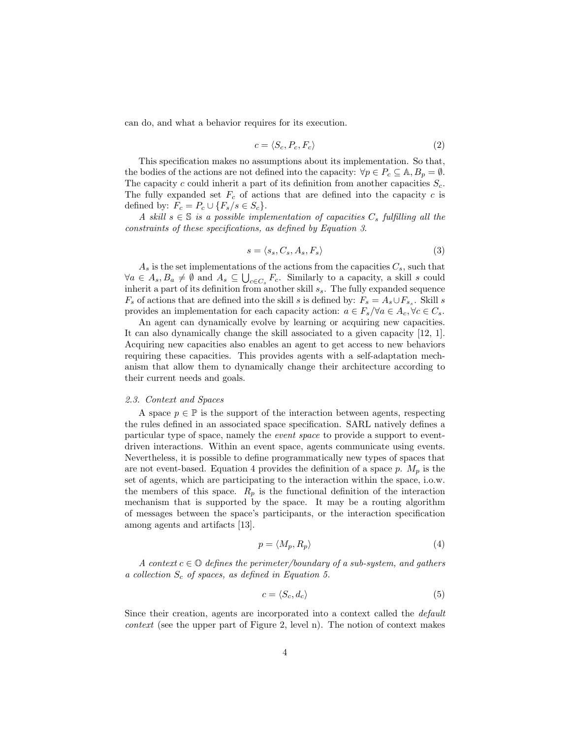can do, and what a behavior requires for its execution.

$$c = \langle S_c, P_c, F_c \rangle \tag{2}$$

This specification makes no assumptions about its implementation. So that, the bodies of the actions are not defined into the capacity: $\forall p \in P_c \subseteq \mathbb{A}, B_p = \emptyset$. The capacity $c$ could inherit a part of its definition from another capacities $S_c$. The fully expanded set $F_c$ of actions that are defined into the capacity $c$ is defined by: $F_c = P_c \cup \{F_s / s \in S_c\}$.

*A skill $s \in \mathbb{S}$ is a possible implementation of capacities $C_s$ fulfilling all the constraints of these specifications, as defined by Equation 3.*

$$s = \langle s_s, C_s, A_s, F_s \rangle \tag{3}$$

$A_s$ is the set implementations of the actions from the capacities $C_s$, such that $\forall a \in A_s, B_a \neq \emptyset$ and $A_s \subseteq \bigcup_{c \in C_s} F_c$. Similarly to a capacity, a skill $s$ could inherit a part of its definition from another skill $s_s$. The fully expanded sequence $F_s$ of actions that are defined into the skill $s$ is defined by: $F_s = A_s \cup F_{s_s}$. Skill $s$ provides an implementation for each capacity action: $a \in F_s / \forall a \in A_c, \forall c \in C_s$.

An agent can dynamically evolve by learning or acquiring new capacities. It can also dynamically change the skill associated to a given capacity [12, 1]. Acquiring new capacities also enables an agent to get access to new behaviors requiring these capacities. This provides agents with a self-adaptation mechanism that allow them to dynamically change their architecture according to their current needs and goals.

### *2.3. Context and Spaces*

A space $p \in \mathbb{P}$ is the support of the interaction between agents, respecting the rules defined in an associated space specification. SARL natively defines a particular type of space, namely the *event space* to provide a support to event-driven interactions. Within an event space, agents communicate using events. Nevertheless, it is possible to define programmatically new types of spaces that are not event-based. Equation 4 provides the definition of a space $p$. $M_p$ is the set of agents, which are participating to the interaction within the space, i.o.w. the members of this space. $R_p$ is the functional definition of the interaction mechanism that is supported by the space. It may be a routing algorithm of messages between the space's participants, or the interaction specification among agents and artifacts [13].

$$p = \langle M_p, R_p \rangle \tag{4}$$

*A context $c \in \mathbb{O}$ defines the perimeter/boundary of a sub-system, and gathers a collection $S_c$ of spaces, as defined in Equation 5.*

$$c = \langle S_c, d_c \rangle \tag{5}$$

Since their creation, agents are incorporated into a context called the *default context* (see the upper part of Figure 2, level n). The notion of context makes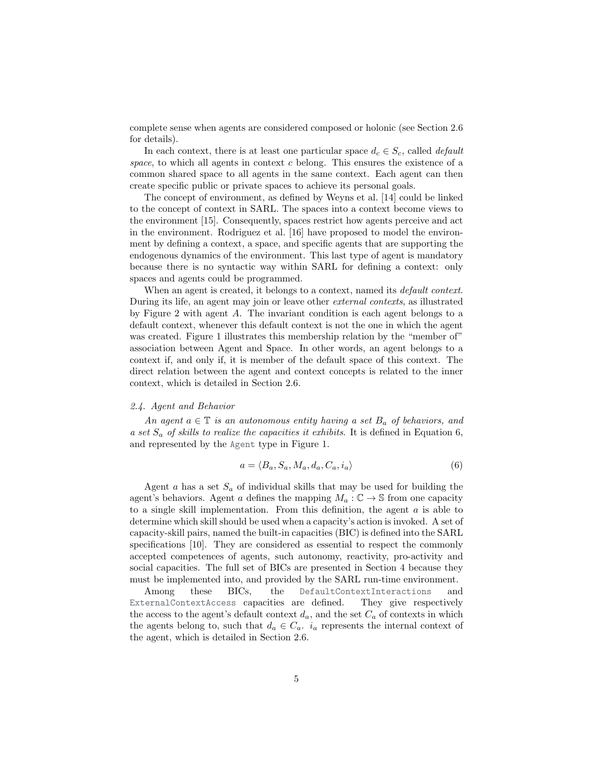complete sense when agents are considered composed or holonic (see Section 2.6 for details).

In each context, there is at least one particular space $d_c \in S_c$, called *default space*, to which all agents in context $c$ belong. This ensures the existence of a common shared space to all agents in the same context. Each agent can then create specific public or private spaces to achieve its personal goals.

The concept of environment, as defined by Weyns et al. [14] could be linked to the concept of context in SARL. The spaces into a context become views to the environment [15]. Consequently, spaces restrict how agents perceive and act in the environment. Rodriguez et al. [16] have proposed to model the environment by defining a context, a space, and specific agents that are supporting the endogenous dynamics of the environment. This last type of agent is mandatory because there is no syntactic way within SARL for defining a context: only spaces and agents could be programmed.

When an agent is created, it belongs to a context, named its *default context*. During its life, an agent may join or leave other *external contexts*, as illustrated by Figure 2 with agent $A$. The invariant condition is each agent belongs to a default context, whenever this default context is not the one in which the agent was created. Figure 1 illustrates this membership relation by the "member of" association between Agent and Space. In other words, an agent belongs to a context if, and only if, it is member of the default space of this context. The direct relation between the agent and context concepts is related to the inner context, which is detailed in Section 2.6.

### 2.4. Agent and Behavior

*An agent $a \in \mathbb{T}$ is an autonomous entity having a set $B_a$ of behaviors, and a set $S_a$ of skills to realize the capacities it exhibits.* It is defined in Equation 6, and represented by the `Agent` type in Figure 1.

$$a = \langle B_a, S_a, M_a, d_a, C_a, i_a \rangle \tag{6}$$

Agent $a$ has a set $S_a$ of individual skills that may be used for building the agent's behaviors. Agent $a$ defines the mapping $M_a : \mathbb{C} \rightarrow \mathbb{S}$ from one capacity to a single skill implementation. From this definition, the agent $a$ is able to determine which skill should be used when a capacity's action is invoked. A set of capacity-skill pairs, named the built-in capacities (BIC) is defined into the SARL specifications [10]. They are considered as essential to respect the commonly accepted competences of agents, such autonomy, reactivity, pro-activity and social capacities. The full set of BICs are presented in Section 4 because they must be implemented into, and provided by the SARL run-time environment.

Among these BICs, the `DefaultContextInteractions` and `ExternalContextAccess` capacities are defined. They give respectively the access to the agent's default context $d_a$, and the set $C_a$ of contexts in which the agents belong to, such that $d_a \in C_a$. $i_a$ represents the internal context of the agent, which is detailed in Section 2.6.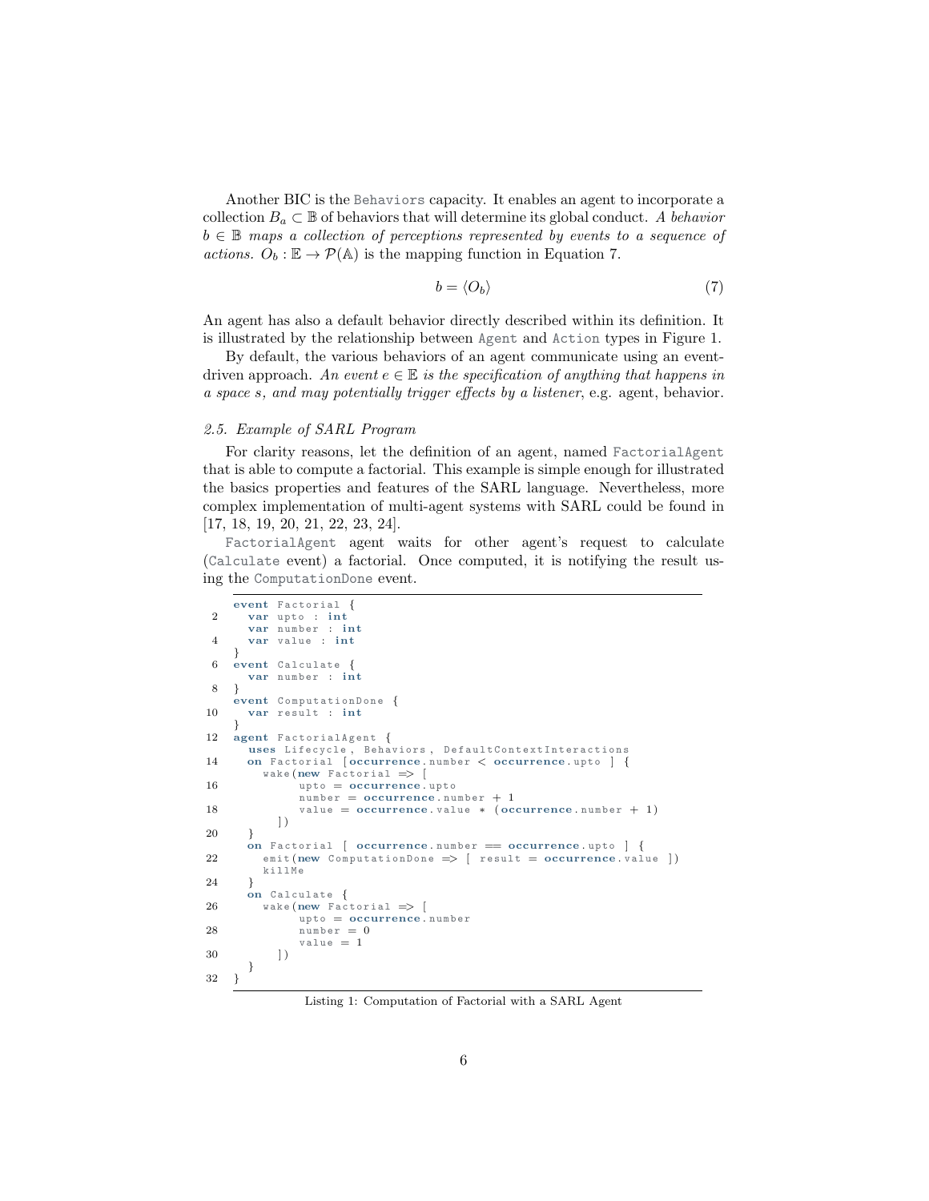Another BIC is the Behaviors capacity. It enables an agent to incorporate a collection $B_a \subset \mathbb{B}$ of behaviors that will determine its global conduct. *A behavior* $b \in \mathbb{B}$ *maps a collection of perceptions represented by events to a sequence of actions.* $O_b : \mathbb{E} \to \mathcal{P}(\mathbb{A})$ is the mapping function in Equation 7.

$$b = \langle O_b \rangle \tag{7}$$

An agent has also a default behavior directly described within its definition. It is illustrated by the relationship between Agent and Action types in Figure 1.

By default, the various behaviors of an agent communicate using an event-driven approach. *An event* $e \in \mathbb{E}$ *is the specification of anything that happens in a space s, and may potentially trigger effects by a listener*, e.g. agent, behavior.

### *2.5. Example of SARL Program*

For clarity reasons, let the definition of an agent, named FactorialAgent that is able to compute a factorial. This example is simple enough for illustrated the basics properties and features of the SARL language. Nevertheless, more complex implementation of multi-agent systems with SARL could be found in [17, 18, 19, 20, 21, 22, 23, 24].

FactorialAgent agent waits for other agent's request to calculate (Calculate event) a factorial. Once computed, it is notifying the result using the ComputationDone event.

```
event Factorial {
  var upto : int
  var number : int
  var value : int
}
event Calculate {
  var number : int
}
event ComputationDone {
  var result : int
}
agent FactorialAgent {
  uses Lifecycle, Behaviors, DefaultContextInteractions
  on Factorial [occurrence.number < occurrence.upto ] {
    wake(new Factorial => [
          upto = occurrence.upto
          number = occurrence.number + 1
          value = occurrence.value * (occurrence.number + 1)
      ])
  }
  on Factorial [ occurrence.number == occurrence.upto ] {
    emit(new ComputationDone => [ result = occurrence.value ])
    killMe
  }
  on Calculate {
    wake(new Factorial => [
          upto = occurrence.number
          number = 0
          value = 1
      ])
  }
}
```

Listing 1: Computation of Factorial with a SARL Agent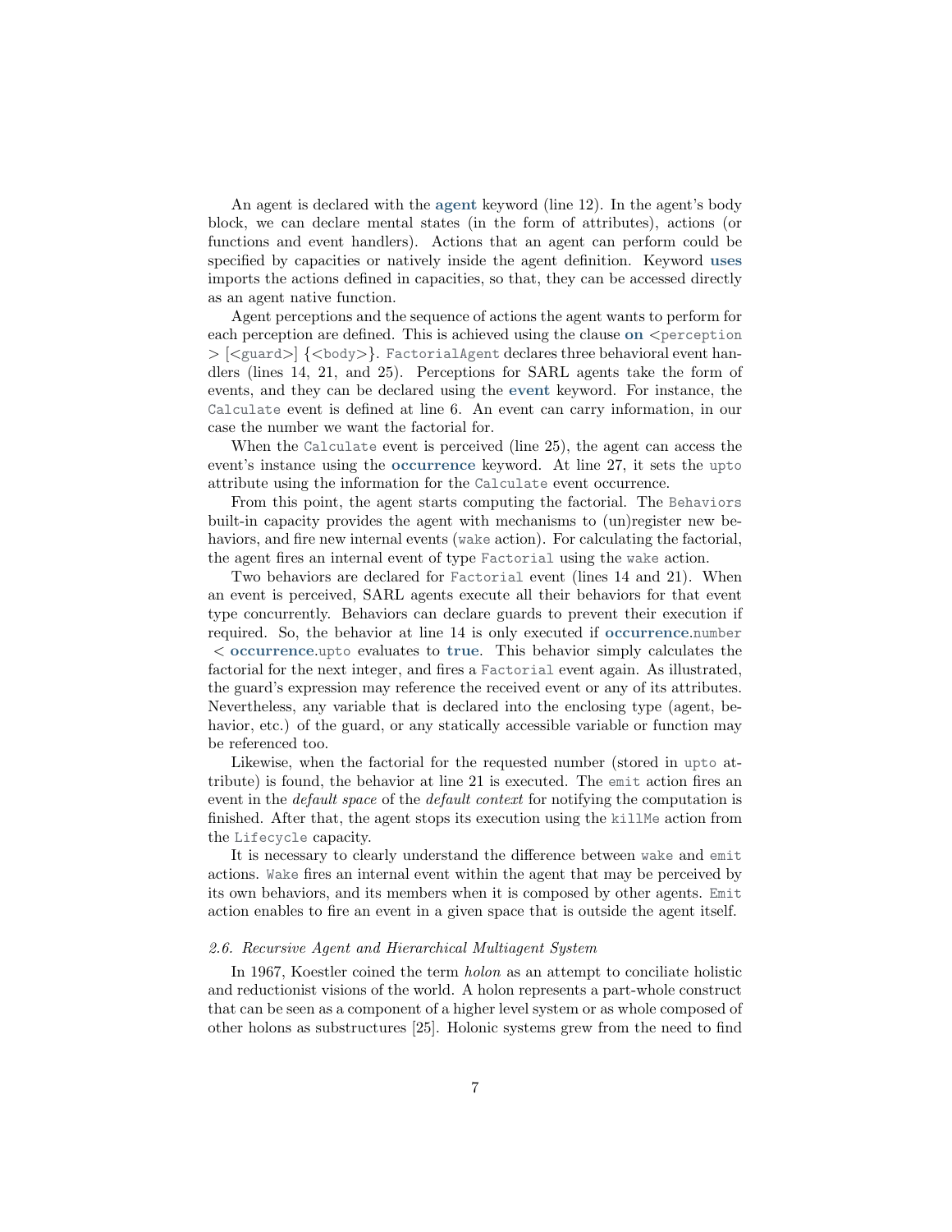An agent is declared with the **agent** keyword (line 12). In the agent's body block, we can declare mental states (in the form of attributes), actions (or functions and event handlers). Actions that an agent can perform could be specified by capacities or natively inside the agent definition. Keyword **uses** imports the actions defined in capacities, so that, they can be accessed directly as an agent native function.

Agent perceptions and the sequence of actions the agent wants to perform for each perception are defined. This is achieved using the clause **on** <`perception`> [<`guard`>] {<`body`>}. `FactorialAgent` declares three behavioral event handlers (lines 14, 21, and 25). Perceptions for SARL agents take the form of events, and they can be declared using the **event** keyword. For instance, the `Calculate` event is defined at line 6. An event can carry information, in our case the number we want the factorial for.

When the `Calculate` event is perceived (line 25), the agent can access the event's instance using the **occurrence** keyword. At line 27, it sets the `upto` attribute using the information for the `Calculate` event occurrence.

From this point, the agent starts computing the factorial. The `Behaviors` built-in capacity provides the agent with mechanisms to (un)register new behaviors, and fire new internal events (`wake` action). For calculating the factorial, the agent fires an internal event of type `Factorial` using the `wake` action.

Two behaviors are declared for `Factorial` event (lines 14 and 21). When an event is perceived, SARL agents execute all their behaviors for that event type concurrently. Behaviors can declare guards to prevent their execution if required. So, the behavior at line 14 is only executed if **occurrence**.`number` < **occurrence**.`upto` evaluates to **true**. This behavior simply calculates the factorial for the next integer, and fires a `Factorial` event again. As illustrated, the guard's expression may reference the received event or any of its attributes. Nevertheless, any variable that is declared into the enclosing type (agent, behavior, etc.) of the guard, or any statically accessible variable or function may be referenced too.

Likewise, when the factorial for the requested number (stored in `upto` attribute) is found, the behavior at line 21 is executed. The `emit` action fires an event in the *default space* of the *default context* for notifying the computation is finished. After that, the agent stops its execution using the `killMe` action from the `Lifecycle` capacity.

It is necessary to clearly understand the difference between `wake` and `emit` actions. `Wake` fires an internal event within the agent that may be perceived by its own behaviors, and its members when it is composed by other agents. `Emit` action enables to fire an event in a given space that is outside the agent itself.

### *2.6. Recursive Agent and Hierarchical Multiagent System*

In 1967, Koestler coined the term *holon* as an attempt to conciliate holistic and reductionist visions of the world. A holon represents a part-whole construct that can be seen as a component of a higher level system or as whole composed of other holons as substructures [25]. Holonic systems grew from the need to find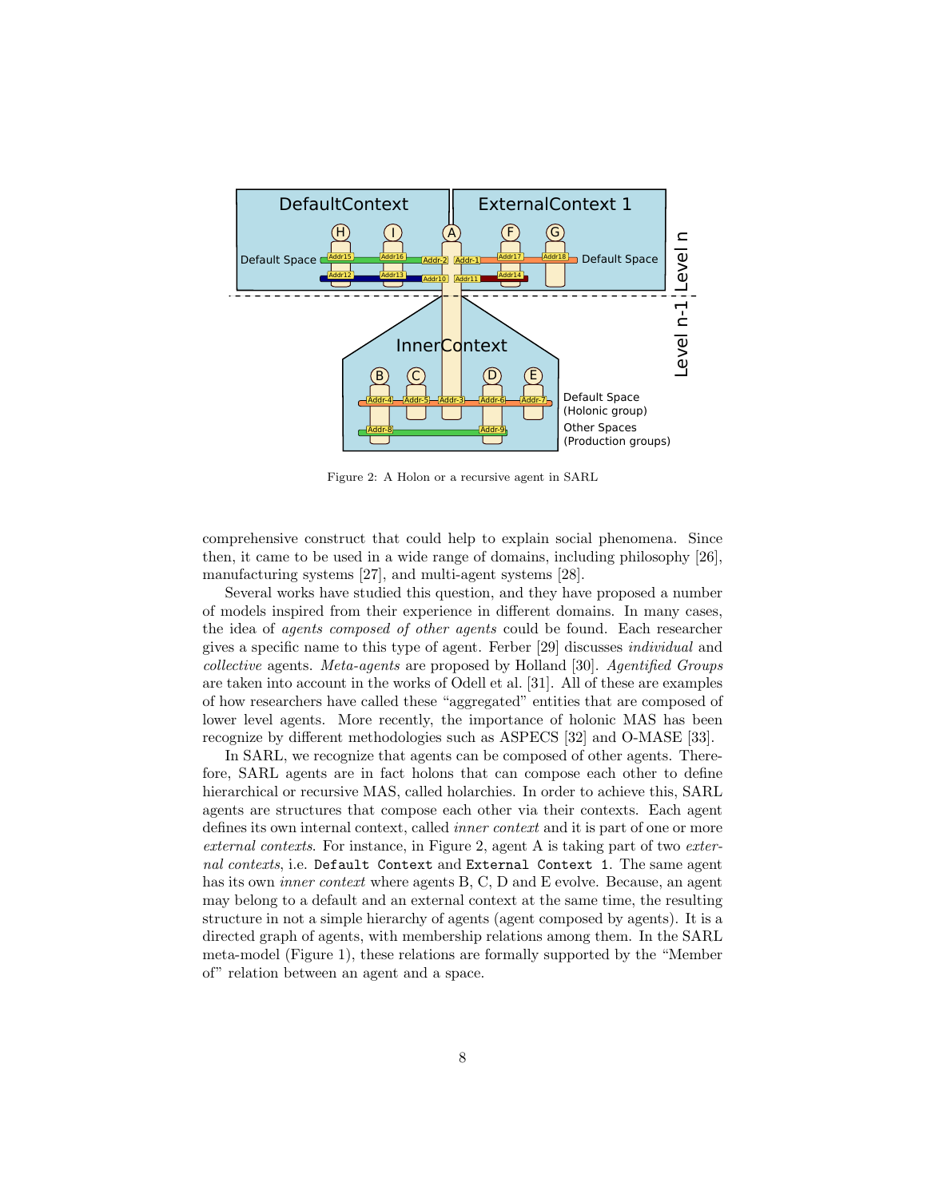Figure 2: A Holon or a recursive agent in SARL

comprehensive construct that could help to explain social phenomena. Since then, it came to be used in a wide range of domains, including philosophy [26], manufacturing systems [27], and multi-agent systems [28].

Several works have studied this question, and they have proposed a number of models inspired from their experience in different domains. In many cases, the idea of *agents composed of other agents* could be found. Each researcher gives a specific name to this type of agent. Ferber [29] discusses *individual* and *collective* agents. *Meta-agents* are proposed by Holland [30]. *Agentified Groups* are taken into account in the works of Odell et al. [31]. All of these are examples of how researchers have called these "aggregated" entities that are composed of lower level agents. More recently, the importance of holonic MAS has been recognize by different methodologies such as ASPECS [32] and O-MASE [33].

In SARL, we recognize that agents can be composed of other agents. Therefore, SARL agents are in fact holons that can compose each other to define hierarchical or recursive MAS, called holarchies. In order to achieve this, SARL agents are structures that compose each other via their contexts. Each agent defines its own internal context, called *inner context* and it is part of one or more *external contexts*. For instance, in Figure 2, agent A is taking part of two *external contexts*, i.e. `Default Context` and `External Context 1`. The same agent has its own *inner context* where agents B, C, D and E evolve. Because, an agent may belong to a default and an external context at the same time, the resulting structure in not a simple hierarchy of agents (agent composed by agents). It is a directed graph of agents, with membership relations among them. In the SARL meta-model (Figure 1), these relations are formally supported by the "Member of" relation between an agent and a space.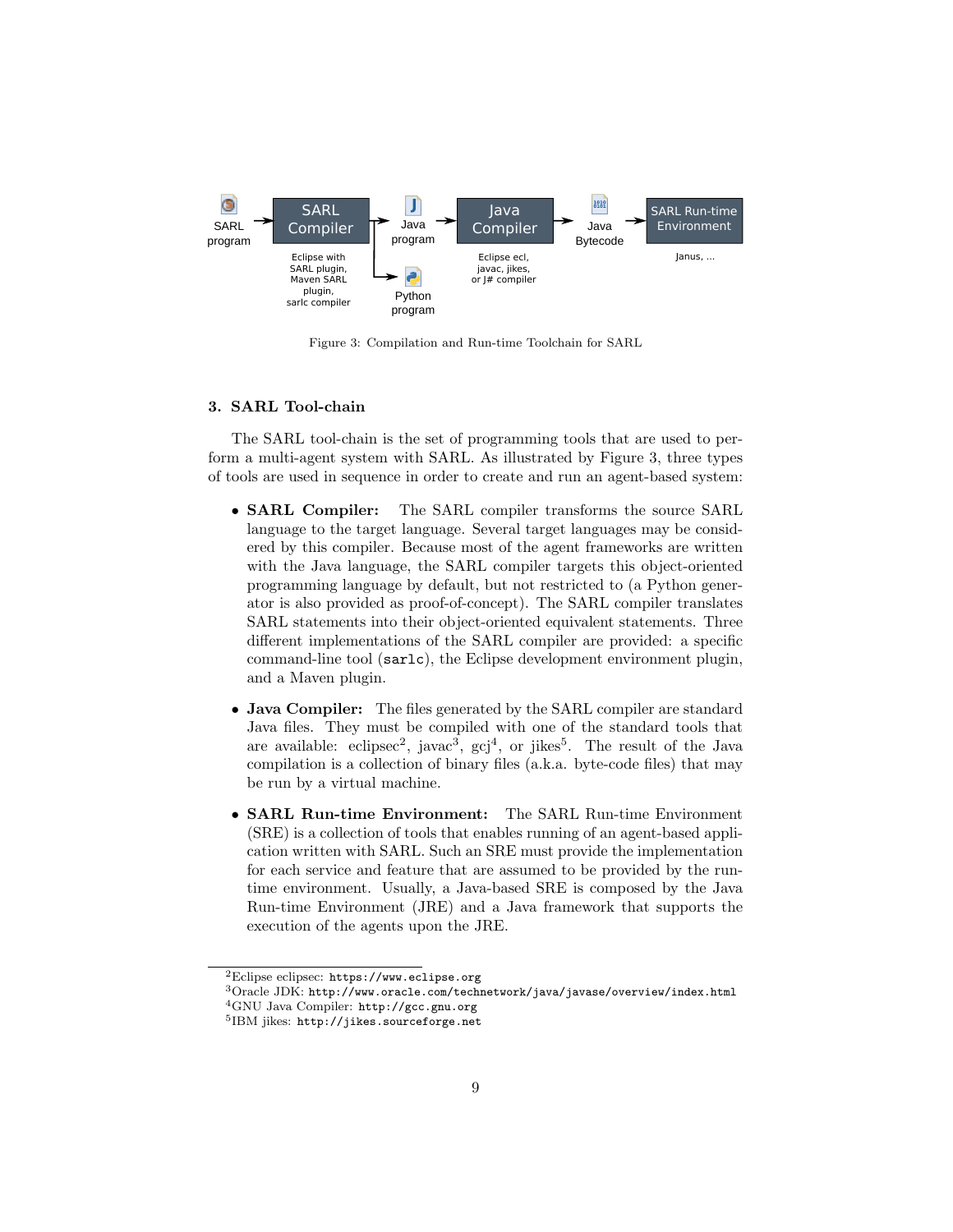Figure 3: Compilation and Run-time Toolchain for SARL

## 3. SARL Tool-chain

The SARL tool-chain is the set of programming tools that are used to perform a multi-agent system with SARL. As illustrated by Figure 3, three types of tools are used in sequence in order to create and run an agent-based system:

- **SARL Compiler:** The SARL compiler transforms the source SARL language to the target language. Several target languages may be considered by this compiler. Because most of the agent frameworks are written with the Java language, the SARL compiler targets this object-oriented programming language by default, but not restricted to (a Python generator is also provided as proof-of-concept). The SARL compiler translates SARL statements into their object-oriented equivalent statements. Three different implementations of the SARL compiler are provided: a specific command-line tool (`sarlc`), the Eclipse development environment plugin, and a Maven plugin.
- **Java Compiler:** The files generated by the SARL compiler are standard Java files. They must be compiled with one of the standard tools that are available: eclipsec[2], javac[3], gcj[4], or jikes[5]. The result of the Java compilation is a collection of binary files (a.k.a. byte-code files) that may be run by a virtual machine.
- **SARL Run-time Environment:** The SARL Run-time Environment (SRE) is a collection of tools that enables running of an agent-based application written with SARL. Such an SRE must provide the implementation for each service and feature that are assumed to be provided by the run-time environment. Usually, a Java-based SRE is composed by the Java Run-time Environment (JRE) and a Java framework that supports the execution of the agents upon the JRE.

---

[2]Eclipse eclipsec: `https://www.eclipse.org`
[3]Oracle JDK: `http://www.oracle.com/technetwork/java/javase/overview/index.html`
[4]GNU Java Compiler: `http://gcc.gnu.org`
[5]IBM jikes: `http://jikes.sourceforge.net`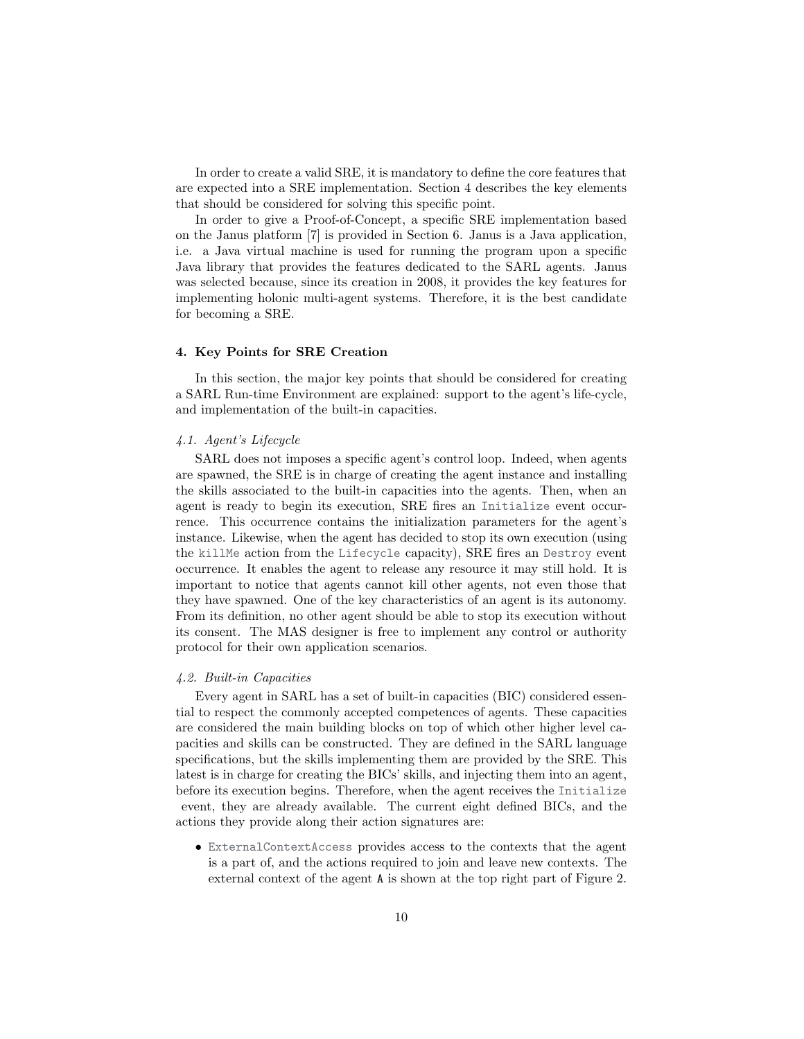In order to create a valid SRE, it is mandatory to define the core features that are expected into a SRE implementation. Section 4 describes the key elements that should be considered for solving this specific point.

In order to give a Proof-of-Concept, a specific SRE implementation based on the Janus platform [7] is provided in Section 6. Janus is a Java application, i.e. a Java virtual machine is used for running the program upon a specific Java library that provides the features dedicated to the SARL agents. Janus was selected because, since its creation in 2008, it provides the key features for implementing holonic multi-agent systems. Therefore, it is the best candidate for becoming a SRE.

## 4. Key Points for SRE Creation

In this section, the major key points that should be considered for creating a SARL Run-time Environment are explained: support to the agent's life-cycle, and implementation of the built-in capacities.

### *4.1. Agent's Lifecycle*

SARL does not imposes a specific agent's control loop. Indeed, when agents are spawned, the SRE is in charge of creating the agent instance and installing the skills associated to the built-in capacities into the agents. Then, when an agent is ready to begin its execution, SRE fires an `Initialize` event occurrence. This occurrence contains the initialization parameters for the agent's instance. Likewise, when the agent has decided to stop its own execution (using the `killMe` action from the `Lifecycle` capacity), SRE fires an `Destroy` event occurrence. It enables the agent to release any resource it may still hold. It is important to notice that agents cannot kill other agents, not even those that they have spawned. One of the key characteristics of an agent is its autonomy. From its definition, no other agent should be able to stop its execution without its consent. The MAS designer is free to implement any control or authority protocol for their own application scenarios.

### *4.2. Built-in Capacities*

Every agent in SARL has a set of built-in capacities (BIC) considered essential to respect the commonly accepted competences of agents. These capacities are considered the main building blocks on top of which other higher level capacities and skills can be constructed. They are defined in the SARL language specifications, but the skills implementing them are provided by the SRE. This latest is in charge for creating the BICs' skills, and injecting them into an agent, before its execution begins. Therefore, when the agent receives the `Initialize` event, they are already available. The current eight defined BICs, and the actions they provide along their action signatures are:

- `ExternalContextAccess` provides access to the contexts that the agent is a part of, and the actions required to join and leave new contexts. The external context of the agent `A` is shown at the top right part of Figure 2.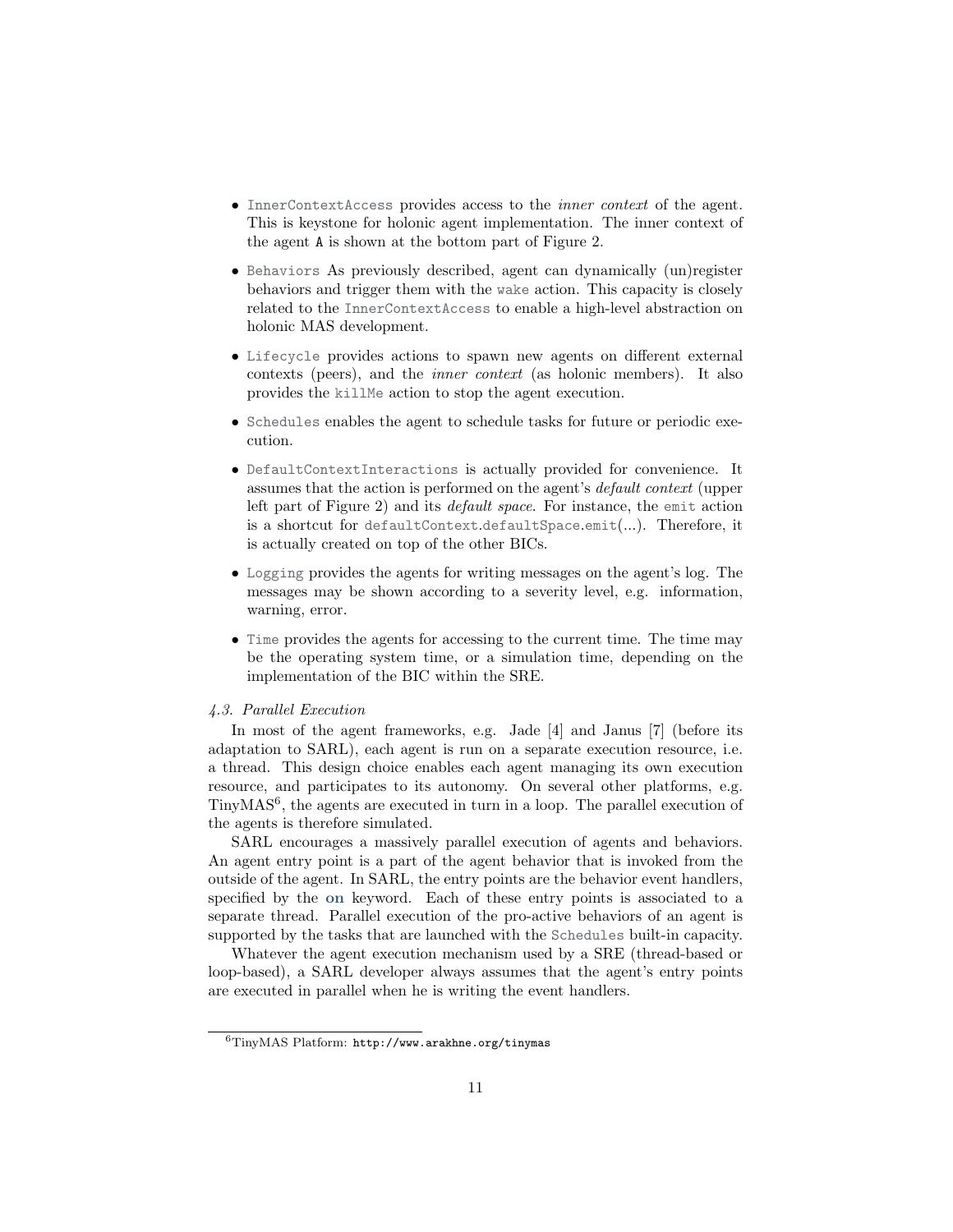- `InnerContextAccess` provides access to the *inner context* of the agent. This is keystone for holonic agent implementation. The inner context of the agent `A` is shown at the bottom part of Figure 2.
- `Behaviors` As previously described, agent can dynamically (un)register behaviors and trigger them with the `wake` action. This capacity is closely related to the `InnerContextAccess` to enable a high-level abstraction on holonic MAS development.
- `Lifecycle` provides actions to spawn new agents on different external contexts (peers), and the *inner context* (as holonic members). It also provides the `killMe` action to stop the agent execution.
- `Schedules` enables the agent to schedule tasks for future or periodic execution.
- `DefaultContextInteractions` is actually provided for convenience. It assumes that the action is performed on the agent's *default context* (upper left part of Figure 2) and its *default space*. For instance, the `emit` action is a shortcut for `defaultContext.defaultSpace.emit(...)`. Therefore, it is actually created on top of the other BICs.
- `Logging` provides the agents for writing messages on the agent's log. The messages may be shown according to a severity level, e.g. information, warning, error.
- `Time` provides the agents for accessing to the current time. The time may be the operating system time, or a simulation time, depending on the implementation of the BIC within the SRE.

### *4.3. Parallel Execution*

In most of the agent frameworks, e.g. Jade [4] and Janus [7] (before its adaptation to SARL), each agent is run on a separate execution resource, i.e. a thread. This design choice enables each agent managing its own execution resource, and participates to its autonomy. On several other platforms, e.g. TinyMAS[6], the agents are executed in turn in a loop. The parallel execution of the agents is therefore simulated.

SARL encourages a massively parallel execution of agents and behaviors. An agent entry point is a part of the agent behavior that is invoked from the outside of the agent. In SARL, the entry points are the behavior event handlers, specified by the **on** keyword. Each of these entry points is associated to a separate thread. Parallel execution of the pro-active behaviors of an agent is supported by the tasks that are launched with the `Schedules` built-in capacity.

Whatever the agent execution mechanism used by a SRE (thread-based or loop-based), a SARL developer always assumes that the agent's entry points are executed in parallel when he is writing the event handlers.

[6]TinyMAS Platform: `http://www.arakhne.org/tinymas`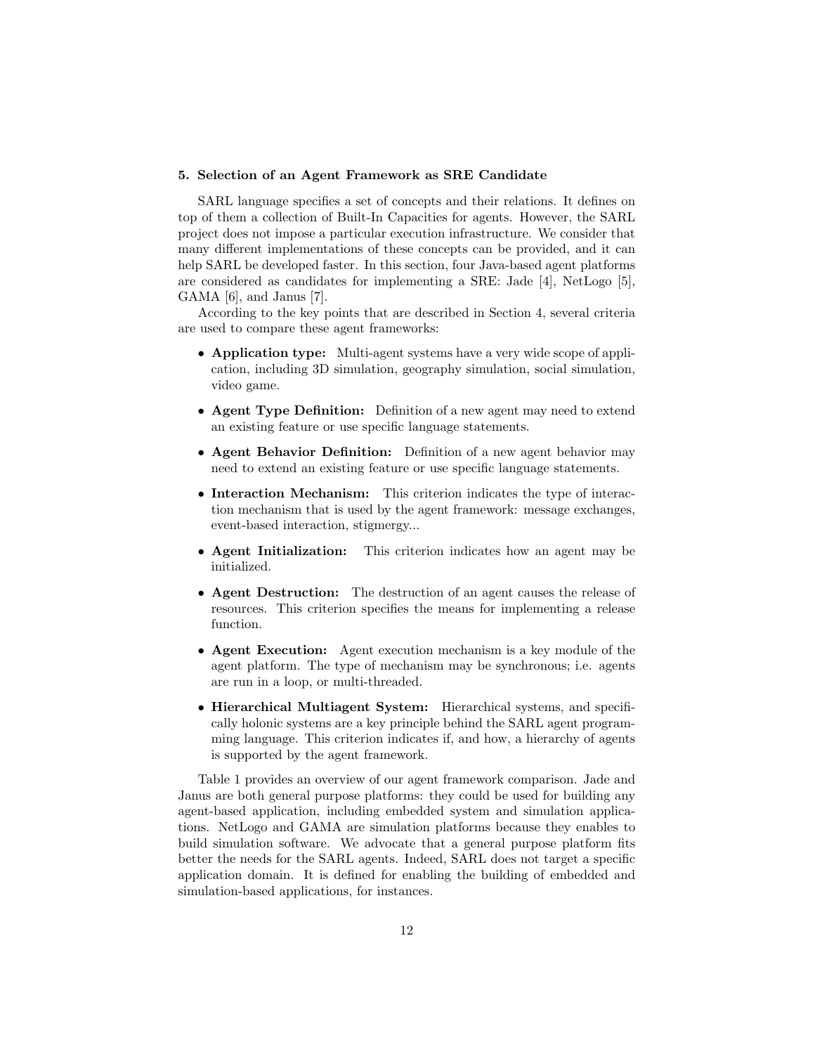### 5. Selection of an Agent Framework as SRE Candidate

SARL language specifies a set of concepts and their relations. It defines on top of them a collection of Built-In Capacities for agents. However, the SARL project does not impose a particular execution infrastructure. We consider that many different implementations of these concepts can be provided, and it can help SARL be developed faster. In this section, four Java-based agent platforms are considered as candidates for implementing a SRE: Jade [4], NetLogo [5], GAMA [6], and Janus [7].

According to the key points that are described in Section 4, several criteria are used to compare these agent frameworks:

- **Application type:** Multi-agent systems have a very wide scope of application, including 3D simulation, geography simulation, social simulation, video game.
- **Agent Type Definition:** Definition of a new agent may need to extend an existing feature or use specific language statements.
- **Agent Behavior Definition:** Definition of a new agent behavior may need to extend an existing feature or use specific language statements.
- **Interaction Mechanism:** This criterion indicates the type of interaction mechanism that is used by the agent framework: message exchanges, event-based interaction, stigmergy...
- **Agent Initialization:** This criterion indicates how an agent may be initialized.
- **Agent Destruction:** The destruction of an agent causes the release of resources. This criterion specifies the means for implementing a release function.
- **Agent Execution:** Agent execution mechanism is a key module of the agent platform. The type of mechanism may be synchronous; i.e. agents are run in a loop, or multi-threaded.
- **Hierarchical Multiagent System:** Hierarchical systems, and specifically holonic systems are a key principle behind the SARL agent programming language. This criterion indicates if, and how, a hierarchy of agents is supported by the agent framework.

Table 1 provides an overview of our agent framework comparison. Jade and Janus are both general purpose platforms: they could be used for building any agent-based application, including embedded system and simulation applications. NetLogo and GAMA are simulation platforms because they enables to build simulation software. We advocate that a general purpose platform fits better the needs for the SARL agents. Indeed, SARL does not target a specific application domain. It is defined for enabling the building of embedded and simulation-based applications, for instances.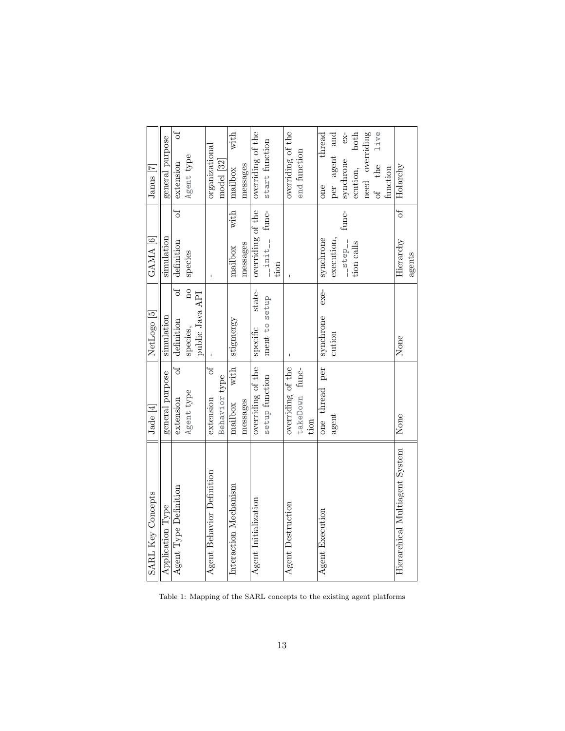| SARL Key Concepts | Jade [4] | NetLogo [5] | GAMA [6] | Janus [7] |
|---|---|---|---|---|
| Application Type | general purpose | simulation | simulation | general purpose |
| Agent Type Definition | extension of Agent type | definition of species, no public Java API | definition of species | extension of Agent type |
| Agent Behavior Definition | extension of Behavior type | - | - | organizational model [32] |
| Interaction Mechanism | mailbox with messages | stigmergy | mailbox with messages | mailbox with messages |
| Agent Initialization | overriding of the setup function | specific statement to setup | overriding of the `__init__` function | overriding of the start function |
| Agent Destruction | overriding of the takeDown function | - | - | overriding of the end function |
| Agent Execution | one thread per agent | synchrone execution | synchrone execution, `__step__` function calls | one thread per agent and synchrone execution, both need overriding of the live function |
| Hierarchical Multiagent System | None | None | Hierarchy of agents | Holarchy |

Table 1: Mapping of the SARL concepts to the existing agent platforms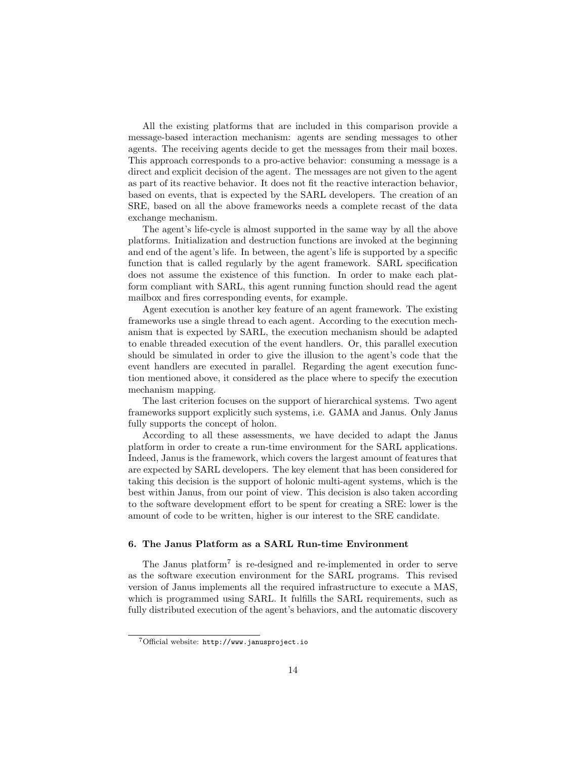All the existing platforms that are included in this comparison provide a message-based interaction mechanism: agents are sending messages to other agents. The receiving agents decide to get the messages from their mail boxes. This approach corresponds to a pro-active behavior: consuming a message is a direct and explicit decision of the agent. The messages are not given to the agent as part of its reactive behavior. It does not fit the reactive interaction behavior, based on events, that is expected by the SARL developers. The creation of an SRE, based on all the above frameworks needs a complete recast of the data exchange mechanism.

The agent's life-cycle is almost supported in the same way by all the above platforms. Initialization and destruction functions are invoked at the beginning and end of the agent's life. In between, the agent's life is supported by a specific function that is called regularly by the agent framework. SARL specification does not assume the existence of this function. In order to make each platform compliant with SARL, this agent running function should read the agent mailbox and fires corresponding events, for example.

Agent execution is another key feature of an agent framework. The existing frameworks use a single thread to each agent. According to the execution mechanism that is expected by SARL, the execution mechanism should be adapted to enable threaded execution of the event handlers. Or, this parallel execution should be simulated in order to give the illusion to the agent's code that the event handlers are executed in parallel. Regarding the agent execution function mentioned above, it considered as the place where to specify the execution mechanism mapping.

The last criterion focuses on the support of hierarchical systems. Two agent frameworks support explicitly such systems, i.e. GAMA and Janus. Only Janus fully supports the concept of holon.

According to all these assessments, we have decided to adapt the Janus platform in order to create a run-time environment for the SARL applications. Indeed, Janus is the framework, which covers the largest amount of features that are expected by SARL developers. The key element that has been considered for taking this decision is the support of holonic multi-agent systems, which is the best within Janus, from our point of view. This decision is also taken according to the software development effort to be spent for creating a SRE: lower is the amount of code to be written, higher is our interest to the SRE candidate.

## 6. The Janus Platform as a SARL Run-time Environment

The Janus platform[7] is re-designed and re-implemented in order to serve as the software execution environment for the SARL programs. This revised version of Janus implements all the required infrastructure to execute a MAS, which is programmed using SARL. It fulfills the SARL requirements, such as fully distributed execution of the agent's behaviors, and the automatic discovery

[7] Official website: http://www.janusproject.io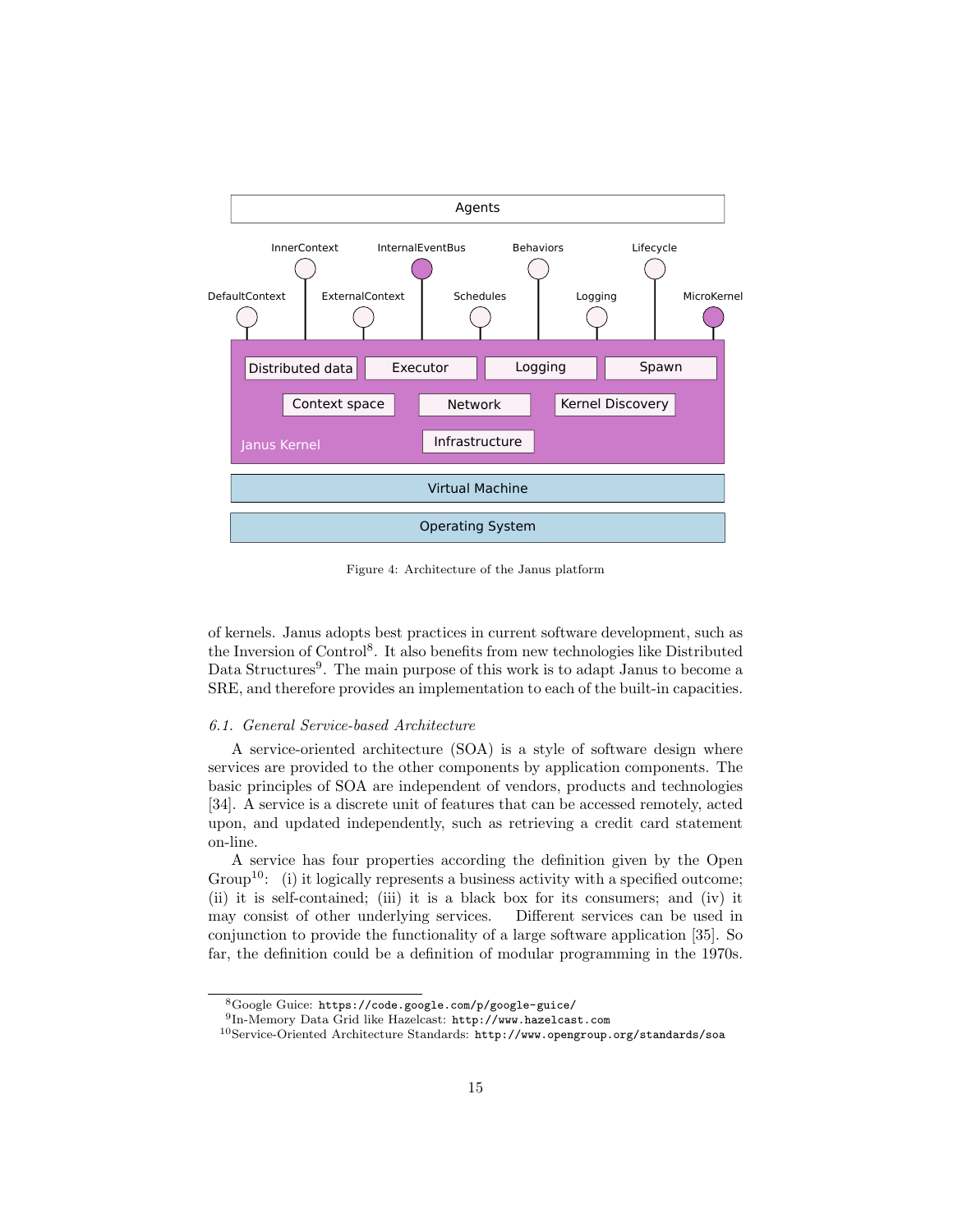Figure 4: Architecture of the Janus platform

of kernels. Janus adopts best practices in current software development, such as the Inversion of Control[8]. It also benefits from new technologies like Distributed Data Structures[9]. The main purpose of this work is to adapt Janus to become a SRE, and therefore provides an implementation to each of the built-in capacities.

### *6.1. General Service-based Architecture*

A service-oriented architecture (SOA) is a style of software design where services are provided to the other components by application components. The basic principles of SOA are independent of vendors, products and technologies [34]. A service is a discrete unit of features that can be accessed remotely, acted upon, and updated independently, such as retrieving a credit card statement on-line.

A service has four properties according the definition given by the Open Group[10]: (i) it logically represents a business activity with a specified outcome; (ii) it is self-contained; (iii) it is a black box for its consumers; and (iv) it may consist of other underlying services. Different services can be used in conjunction to provide the functionality of a large software application [35]. So far, the definition could be a definition of modular programming in the 1970s.

---

[8] Google Guice: `https://code.google.com/p/google-guice/`

[9] In-Memory Data Grid like Hazelcast: `http://www.hazelcast.com`

[10] Service-Oriented Architecture Standards: `http://www.opengroup.org/standards/soa`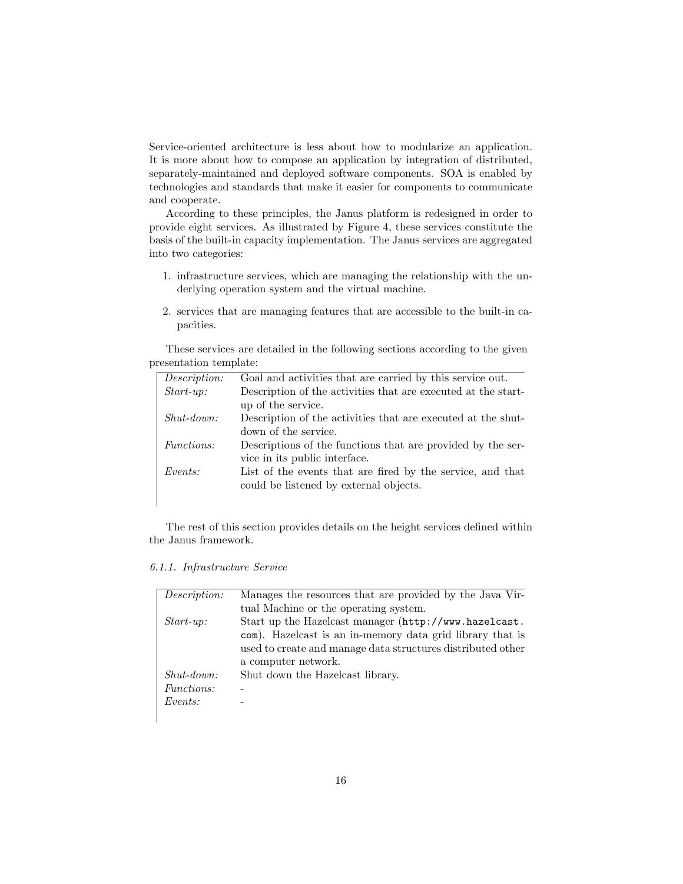Service-oriented architecture is less about how to modularize an application. It is more about how to compose an application by integration of distributed, separately-maintained and deployed software components. SOA is enabled by technologies and standards that make it easier for components to communicate and cooperate.

According to these principles, the Janus platform is redesigned in order to provide eight services. As illustrated by Figure 4, these services constitute the basis of the built-in capacity implementation. The Janus services are aggregated into two categories:

1. infrastructure services, which are managing the relationship with the underlying operation system and the virtual machine.
2. services that are managing features that are accessible to the built-in capacities.

These services are detailed in the following sections according to the given presentation template:

| | |
|---|---|
| *Description:* | Goal and activities that are carried by this service out. |
| *Start-up:* | Description of the activities that are executed at the start-up of the service. |
| *Shut-down:* | Description of the activities that are executed at the shut-down of the service. |
| *Functions:* | Descriptions of the functions that are provided by the service in its public interface. |
| *Events:* | List of the events that are fired by the service, and that could be listened by external objects. |

The rest of this section provides details on the height services defined within the Janus framework.

*6.1.1. Infrastructure Service*

| | |
|---|---|
| *Description:* | Manages the resources that are provided by the Java Virtual Machine or the operating system. |
| *Start-up:* | Start up the Hazelcast manager (`http://www.hazelcast.com`). Hazelcast is an in-memory data grid library that is used to create and manage data structures distributed other a computer network. |
| *Shut-down:* | Shut down the Hazelcast library. |
| *Functions:* | - |
| *Events:* | - |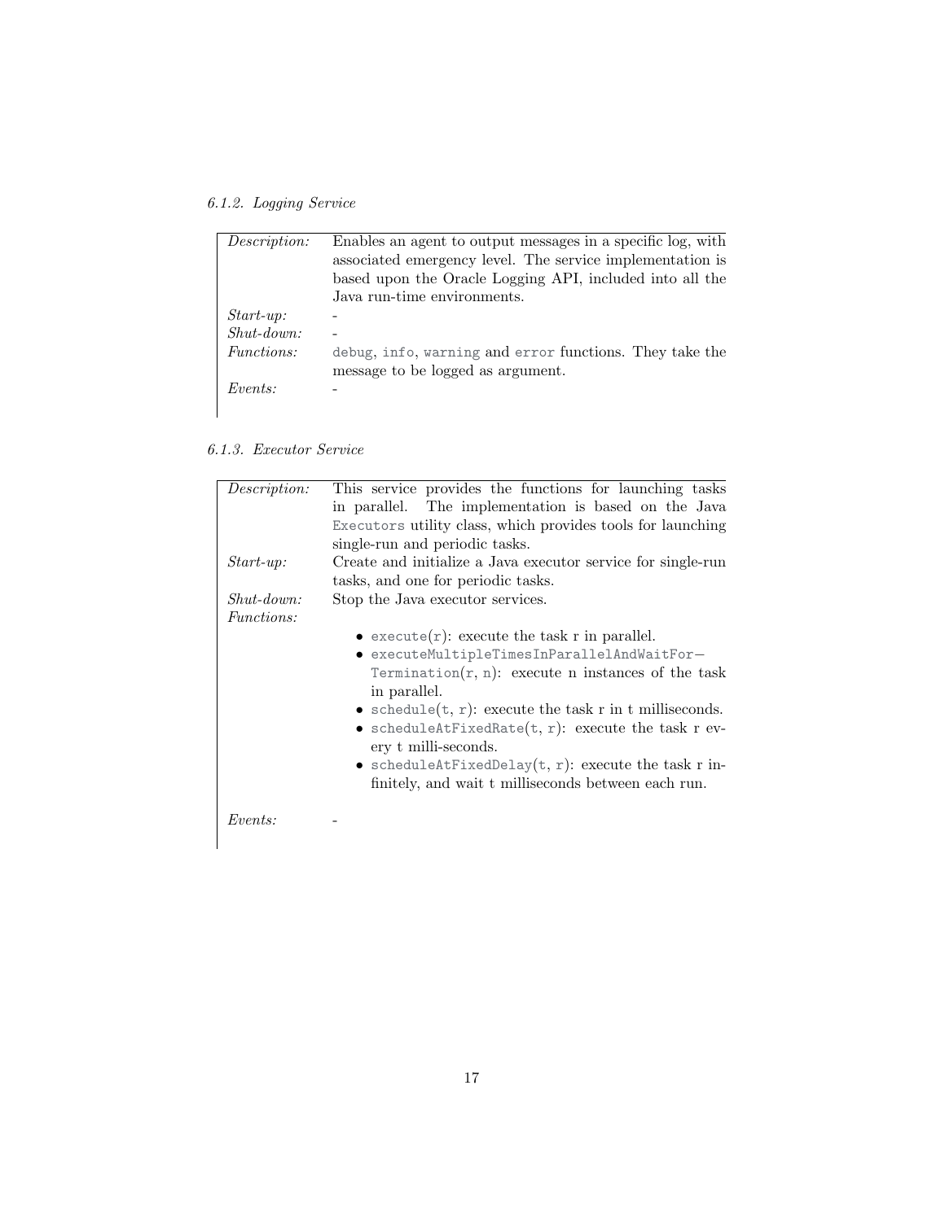#### 6.1.2. Logging Service

| | |
|---|---|
| *Description:* | Enables an agent to output messages in a specific log, with associated emergency level. The service implementation is based upon the Oracle Logging API, included into all the Java run-time environments. |
| *Start-up:* | - |
| *Shut-down:* | - |
| *Functions:* | `debug`, `info`, `warning` and `error` functions. They take the message to be logged as argument. |
| *Events:* | - |

#### 6.1.3. Executor Service

| | |
|---|---|
| *Description:* | This service provides the functions for launching tasks in parallel. The implementation is based on the Java `Executors` utility class, which provides tools for launching single-run and periodic tasks. |
| *Start-up:* | Create and initialize a Java executor service for single-run tasks, and one for periodic tasks. |
| *Shut-down:* | Stop the Java executor services. |
| *Functions:* | • `execute(r)`: execute the task r in parallel. <br> • `executeMultipleTimesInParallelAndWaitForTermination(r, n)`: execute n instances of the task in parallel. <br> • `schedule(t, r)`: execute the task r in t milliseconds. <br> • `scheduleAtFixedRate(t, r)`: execute the task r every t milli-seconds. <br> • `scheduleAtFixedDelay(t, r)`: execute the task r infinitely, and wait t milliseconds between each run. |
| *Events:* | - |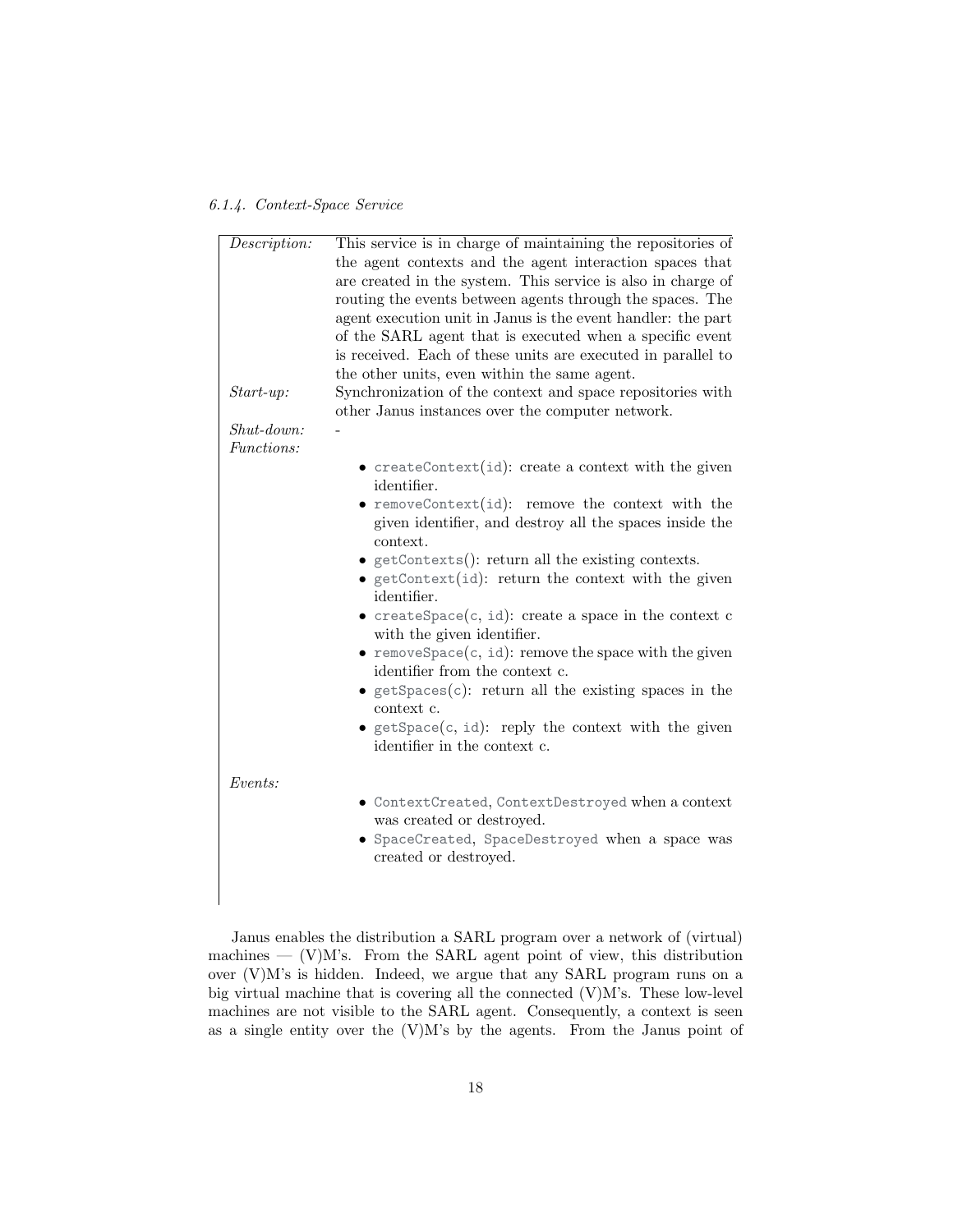#### 6.1.4. Context-Space Service

| | |
|---|---|
| *Description:* | This service is in charge of maintaining the repositories of the agent contexts and the agent interaction spaces that are created in the system. This service is also in charge of routing the events between agents through the spaces. The agent execution unit in Janus is the event handler: the part of the SARL agent that is executed when a specific event is received. Each of these units are executed in parallel to the other units, even within the same agent. |
| *Start-up:* | Synchronization of the context and space repositories with other Janus instances over the computer network. |
| *Shut-down:* | - |
| *Functions:* | • `createContext(id)`: create a context with the given identifier.<br>• `removeContext(id)`: remove the context with the given identifier, and destroy all the spaces inside the context.<br>• `getContexts()`: return all the existing contexts.<br>• `getContext(id)`: return the context with the given identifier.<br>• `createSpace(c, id)`: create a space in the context c with the given identifier.<br>• `removeSpace(c, id)`: remove the space with the given identifier from the context c.<br>• `getSpaces(c)`: return all the existing spaces in the context c.<br>• `getSpace(c, id)`: reply the context with the given identifier in the context c. |
| *Events:* | • `ContextCreated`, `ContextDestroyed` when a context was created or destroyed.<br>• `SpaceCreated`, `SpaceDestroyed` when a space was created or destroyed. |

Janus enables the distribution a SARL program over a network of (virtual) machines — (V)M's. From the SARL agent point of view, this distribution over (V)M's is hidden. Indeed, we argue that any SARL program runs on a big virtual machine that is covering all the connected (V)M's. These low-level machines are not visible to the SARL agent. Consequently, a context is seen as a single entity over the (V)M's by the agents. From the Janus point of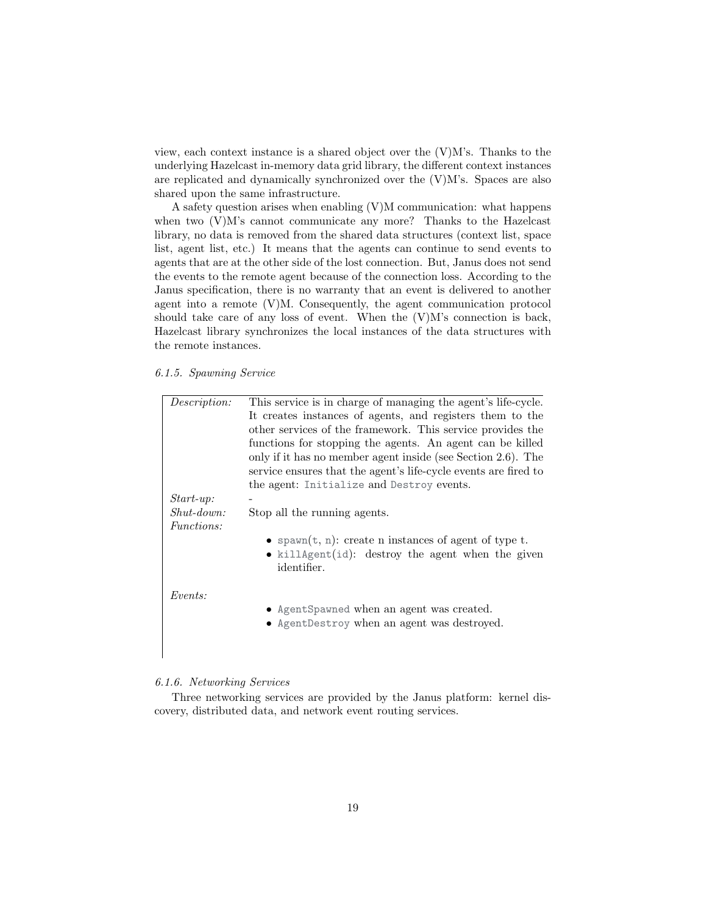view, each context instance is a shared object over the (V)M's. Thanks to the underlying Hazelcast in-memory data grid library, the different context instances are replicated and dynamically synchronized over the (V)M's. Spaces are also shared upon the same infrastructure.

A safety question arises when enabling (V)M communication: what happens when two (V)M's cannot communicate any more? Thanks to the Hazelcast library, no data is removed from the shared data structures (context list, space list, agent list, etc.) It means that the agents can continue to send events to agents that are at the other side of the lost connection. But, Janus does not send the events to the remote agent because of the connection loss. According to the Janus specification, there is no warranty that an event is delivered to another agent into a remote (V)M. Consequently, the agent communication protocol should take care of any loss of event. When the (V)M's connection is back, Hazelcast library synchronizes the local instances of the data structures with the remote instances.

#### *6.1.5. Spawning Service*

| | |
|---|---|
| *Description:* | This service is in charge of managing the agent's life-cycle. It creates instances of agents, and registers them to the other services of the framework. This service provides the functions for stopping the agents. An agent can be killed only if it has no member agent inside (see Section 2.6). The service ensures that the agent's life-cycle events are fired to the agent: `Initialize` and `Destroy` events. |
| *Start-up:* | - |
| *Shut-down:* | Stop all the running agents. |
| *Functions:* | • `spawn(t, n)`: create n instances of agent of type t.<br>• `killAgent(id)`: destroy the agent when the given identifier. |
| *Events:* | • `AgentSpawned` when an agent was created.<br>• `AgentDestroy` when an agent was destroyed. |

#### *6.1.6. Networking Services*

Three networking services are provided by the Janus platform: kernel discovery, distributed data, and network event routing services.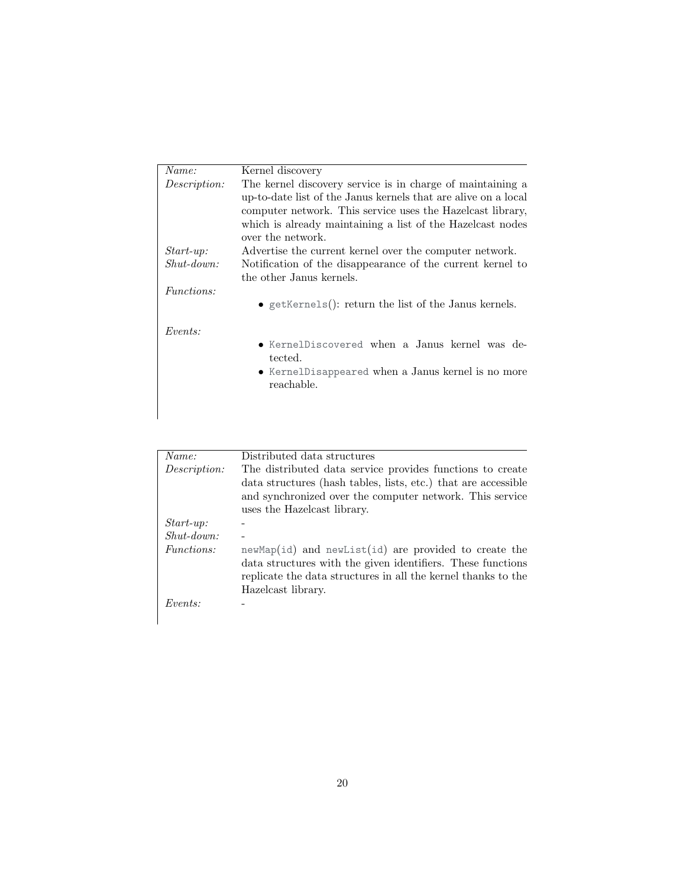| | |
|---|---|
| *Name:* | Kernel discovery |
| *Description:* | The kernel discovery service is in charge of maintaining a up-to-date list of the Janus kernels that are alive on a local computer network. This service uses the Hazelcast library, which is already maintaining a list of the Hazelcast nodes over the network. |
| *Start-up:* | Advertise the current kernel over the computer network. |
| *Shut-down:* | Notification of the disappearance of the current kernel to the other Janus kernels. |
| *Functions:* | • `getKernels`(): return the list of the Janus kernels. |
| *Events:* | • `KernelDiscovered` when a Janus kernel was detected.<br>• `KernelDisappeared` when a Janus kernel is no more reachable. |

| | |
|---|---|
| *Name:* | Distributed data structures |
| *Description:* | The distributed data service provides functions to create data structures (hash tables, lists, etc.) that are accessible and synchronized over the computer network. This service uses the Hazelcast library. |
| *Start-up:* | - |
| *Shut-down:* | - |
| *Functions:* | `newMap(id)` and `newList(id)` are provided to create the data structures with the given identifiers. These functions replicate the data structures in all the kernel thanks to the Hazelcast library. |
| *Events:* | - |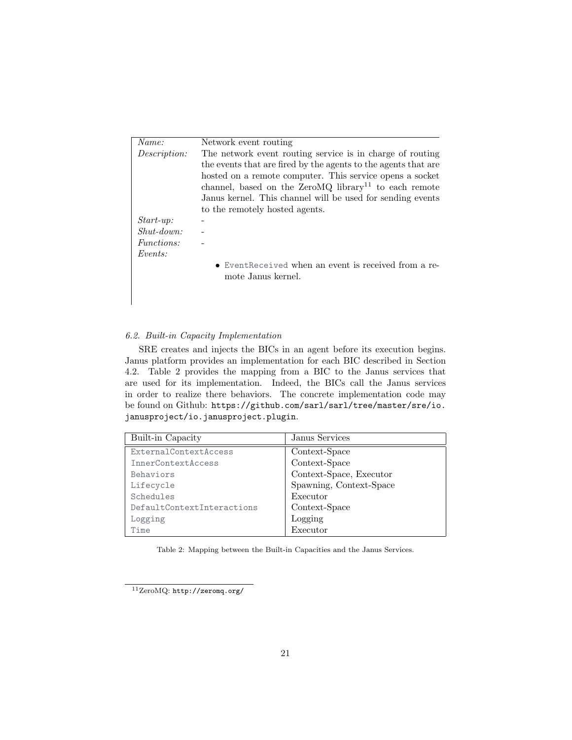| | |
|---|---|
| *Name:* | Network event routing |
| *Description:* | The network event routing service is in charge of routing the events that are fired by the agents to the agents that are hosted on a remote computer. This service opens a socket channel, based on the ZeroMQ library[11] to each remote Janus kernel. This channel will be used for sending events to the remotely hosted agents. |
| *Start-up:* | - |
| *Shut-down:* | - |
| *Functions:* | - |
| *Events:* | • `EventReceived` when an event is received from a remote Janus kernel. |

### *6.2. Built-in Capacity Implementation*

SRE creates and injects the BICs in an agent before its execution begins. Janus platform provides an implementation for each BIC described in Section 4.2. Table 2 provides the mapping from a BIC to the Janus services that are used for its implementation. Indeed, the BICs call the Janus services in order to realize there behaviors. The concrete implementation code may be found on Github: `https://github.com/sarl/sarl/tree/master/sre/io.janusproject/io.janusproject.plugin`.

| Built-in Capacity | Janus Services |
|---|---|
| `ExternalContextAccess` | Context-Space |
| `InnerContextAccess` | Context-Space |
| `Behaviors` | Context-Space, Executor |
| `Lifecycle` | Spawning, Context-Space |
| `Schedules` | Executor |
| `DefaultContextInteractions` | Context-Space |
| `Logging` | Logging |
| `Time` | Executor |

Table 2: Mapping between the Built-in Capacities and the Janus Services.

[11] ZeroMQ: `http://zeromq.org/`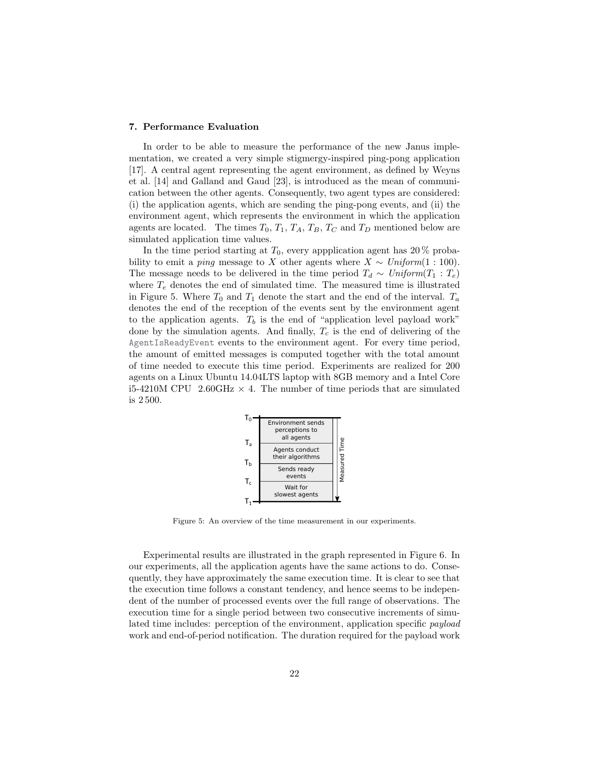## 7. Performance Evaluation

In order to be able to measure the performance of the new Janus implementation, we created a very simple stigmergy-inspired ping-pong application [17]. A central agent representing the agent environment, as defined by Weyns et al. [14] and Galland and Gaud [23], is introduced as the mean of communication between the other agents. Consequently, two agent types are considered: (i) the application agents, which are sending the ping-pong events, and (ii) the environment agent, which represents the environment in which the application agents are located. The times $T_0$, $T_1$, $T_A$, $T_B$, $T_C$ and $T_D$ mentioned below are simulated application time values.

In the time period starting at $T_0$, every appplication agent has 20 % probability to emit a *ping* message to $X$ other agents where $X \sim \mathit{Uniform}(1 : 100)$. The message needs to be delivered in the time period $T_d \sim \mathit{Uniform}(T_1 : T_e)$ where $T_e$ denotes the end of simulated time. The measured time is illustrated in Figure 5. Where $T_0$ and $T_1$ denote the start and the end of the interval. $T_a$ denotes the end of the reception of the events sent by the environment agent to the application agents. $T_b$ is the end of "application level payload work" done by the simulation agents. And finally, $T_c$ is the end of delivering of the `AgentIsReadyEvent` events to the environment agent. For every time period, the amount of emitted messages is computed together with the total amount of time needed to execute this time period. Experiments are realized for 200 agents on a Linux Ubuntu 14.04LTS laptop with 8GB memory and a Intel Core i5-4210M CPU 2.60GHz × 4. The number of time periods that are simulated is 2 500.

| | | |
|---|---|---|
| $T_0$ | Environment sends perceptions to all agents | Measured Time |
| $T_a$ | Agents conduct their algorithms | |
| $T_b$ | Sends ready events | |
| $T_c$ | Wait for slowest agents | |
| $T_1$ | | |

Figure 5: An overview of the time measurement in our experiments.

Experimental results are illustrated in the graph represented in Figure 6. In our experiments, all the application agents have the same actions to do. Consequently, they have approximately the same execution time. It is clear to see that the execution time follows a constant tendency, and hence seems to be independent of the number of processed events over the full range of observations. The execution time for a single period between two consecutive increments of simulated time includes: perception of the environment, application specific *payload* work and end-of-period notification. The duration required for the payload work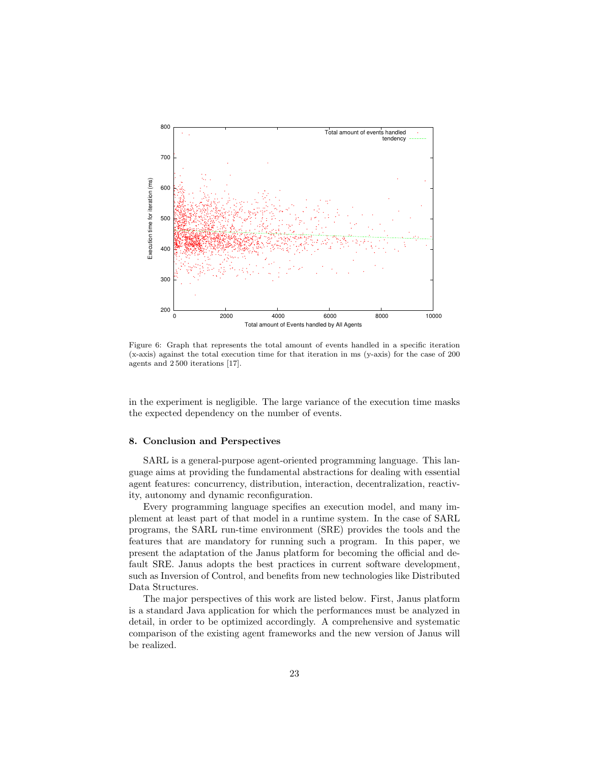Figure 6: Graph that represents the total amount of events handled in a specific iteration (x-axis) against the total execution time for that iteration in ms (y-axis) for the case of 200 agents and 2 500 iterations [17].

in the experiment is negligible. The large variance of the execution time masks the expected dependency on the number of events.

## 8. Conclusion and Perspectives

SARL is a general-purpose agent-oriented programming language. This language aims at providing the fundamental abstractions for dealing with essential agent features: concurrency, distribution, interaction, decentralization, reactivity, autonomy and dynamic reconfiguration.

Every programming language specifies an execution model, and many implement at least part of that model in a runtime system. In the case of SARL programs, the SARL run-time environment (SRE) provides the tools and the features that are mandatory for running such a program. In this paper, we present the adaptation of the Janus platform for becoming the official and default SRE. Janus adopts the best practices in current software development, such as Inversion of Control, and benefits from new technologies like Distributed Data Structures.

The major perspectives of this work are listed below. First, Janus platform is a standard Java application for which the performances must be analyzed in detail, in order to be optimized accordingly. A comprehensive and systematic comparison of the existing agent frameworks and the new version of Janus will be realized.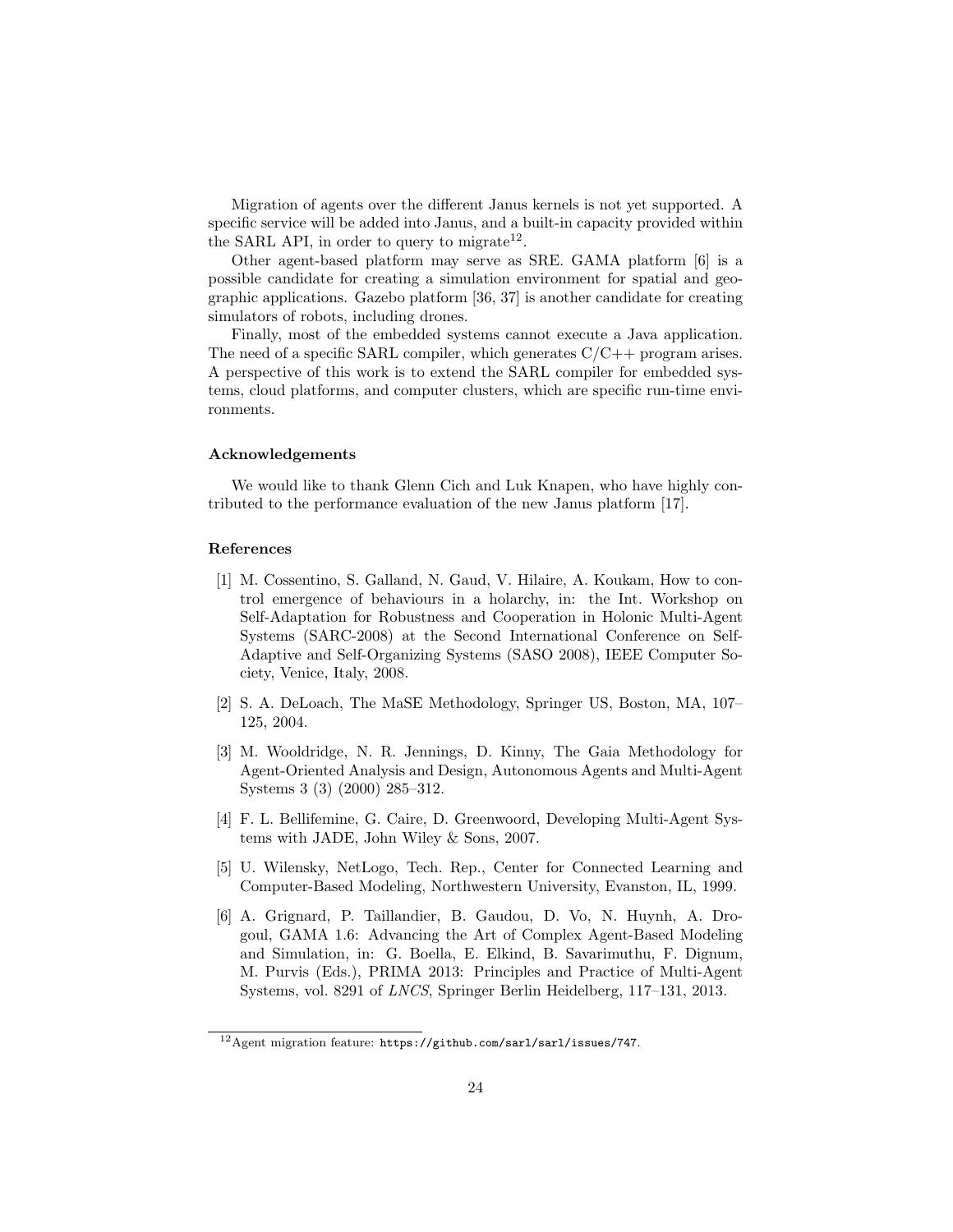Migration of agents over the different Janus kernels is not yet supported. A specific service will be added into Janus, and a built-in capacity provided within the SARL API, in order to query to migrate[12].

Other agent-based platform may serve as SRE. GAMA platform [6] is a possible candidate for creating a simulation environment for spatial and geographic applications. Gazebo platform [36, 37] is another candidate for creating simulators of robots, including drones.

Finally, most of the embedded systems cannot execute a Java application. The need of a specific SARL compiler, which generates C/C++ program arises. A perspective of this work is to extend the SARL compiler for embedded systems, cloud platforms, and computer clusters, which are specific run-time environments.

### Acknowledgements

We would like to thank Glenn Cich and Luk Knapen, who have highly contributed to the performance evaluation of the new Janus platform [17].

### References

[1] M. Cossentino, S. Galland, N. Gaud, V. Hilaire, A. Koukam, How to control emergence of behaviours in a holarchy, in: the Int. Workshop on Self-Adaptation for Robustness and Cooperation in Holonic Multi-Agent Systems (SARC-2008) at the Second International Conference on Self-Adaptive and Self-Organizing Systems (SASO 2008), IEEE Computer Society, Venice, Italy, 2008.

[2] S. A. DeLoach, The MaSE Methodology, Springer US, Boston, MA, 107–125, 2004.

[3] M. Wooldridge, N. R. Jennings, D. Kinny, The Gaia Methodology for Agent-Oriented Analysis and Design, Autonomous Agents and Multi-Agent Systems 3 (3) (2000) 285–312.

[4] F. L. Bellifemine, G. Caire, D. Greenwoord, Developing Multi-Agent Systems with JADE, John Wiley & Sons, 2007.

[5] U. Wilensky, NetLogo, Tech. Rep., Center for Connected Learning and Computer-Based Modeling, Northwestern University, Evanston, IL, 1999.

[6] A. Grignard, P. Taillandier, B. Gaudou, D. Vo, N. Huynh, A. Drogoul, GAMA 1.6: Advancing the Art of Complex Agent-Based Modeling and Simulation, in: G. Boella, E. Elkind, B. Savarimuthu, F. Dignum, M. Purvis (Eds.), PRIMA 2013: Principles and Practice of Multi-Agent Systems, vol. 8291 of *LNCS*, Springer Berlin Heidelberg, 117–131, 2013.

[12] Agent migration feature: `https://github.com/sarl/sarl/issues/747`.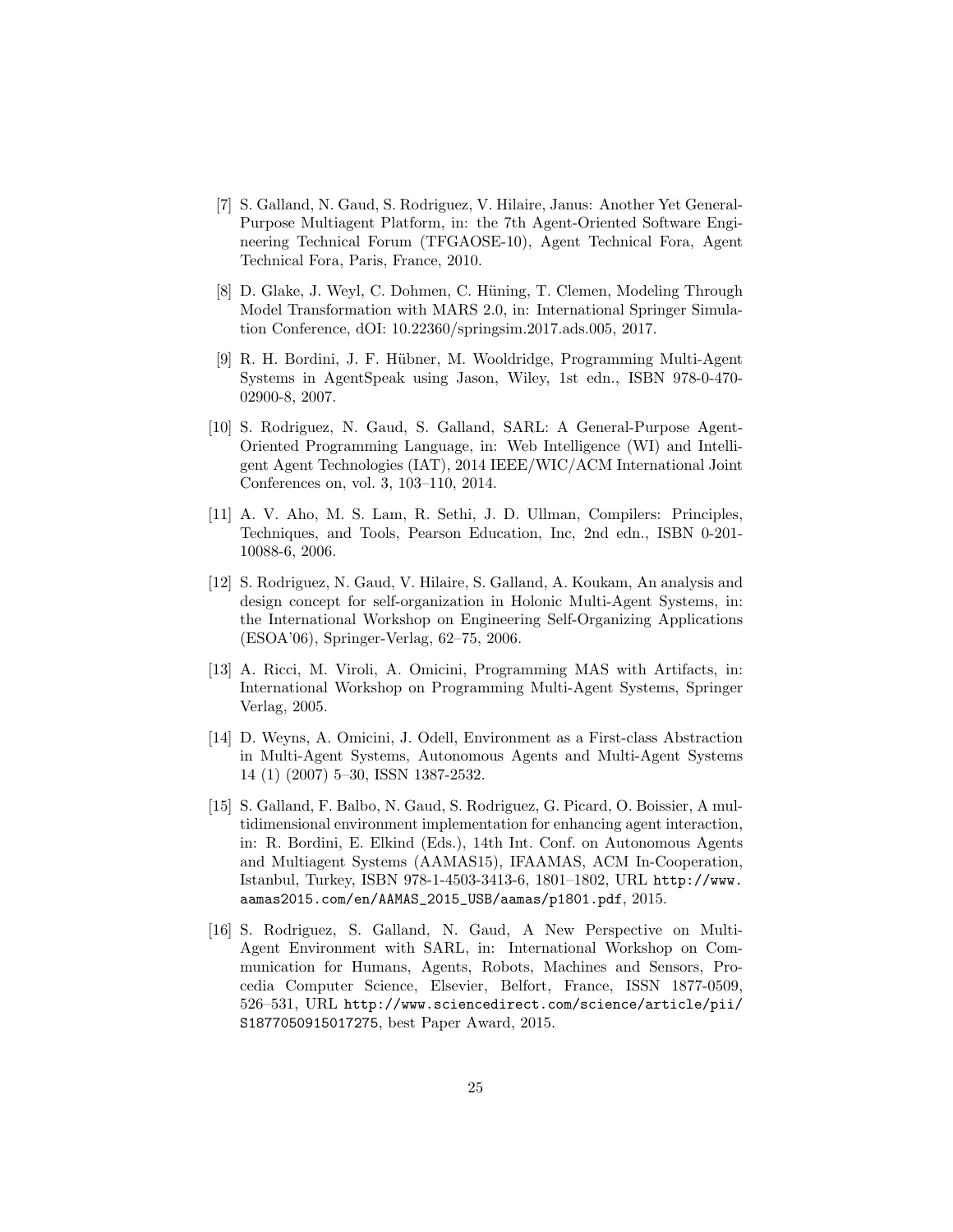[7] S. Galland, N. Gaud, S. Rodriguez, V. Hilaire, Janus: Another Yet General-Purpose Multiagent Platform, in: the 7th Agent-Oriented Software Engineering Technical Forum (TFGAOSE-10), Agent Technical Fora, Agent Technical Fora, Paris, France, 2010.

[8] D. Glake, J. Weyl, C. Dohmen, C. Hüning, T. Clemen, Modeling Through Model Transformation with MARS 2.0, in: International Springer Simulation Conference, dOI: 10.22360/springsim.2017.ads.005, 2017.

[9] R. H. Bordini, J. F. Hübner, M. Wooldridge, Programming Multi-Agent Systems in AgentSpeak using Jason, Wiley, 1st edn., ISBN 978-0-470-02900-8, 2007.

[10] S. Rodriguez, N. Gaud, S. Galland, SARL: A General-Purpose Agent-Oriented Programming Language, in: Web Intelligence (WI) and Intelligent Agent Technologies (IAT), 2014 IEEE/WIC/ACM International Joint Conferences on, vol. 3, 103–110, 2014.

[11] A. V. Aho, M. S. Lam, R. Sethi, J. D. Ullman, Compilers: Principles, Techniques, and Tools, Pearson Education, Inc, 2nd edn., ISBN 0-201-10088-6, 2006.

[12] S. Rodriguez, N. Gaud, V. Hilaire, S. Galland, A. Koukam, An analysis and design concept for self-organization in Holonic Multi-Agent Systems, in: the International Workshop on Engineering Self-Organizing Applications (ESOA'06), Springer-Verlag, 62–75, 2006.

[13] A. Ricci, M. Viroli, A. Omicini, Programming MAS with Artifacts, in: International Workshop on Programming Multi-Agent Systems, Springer Verlag, 2005.

[14] D. Weyns, A. Omicini, J. Odell, Environment as a First-class Abstraction in Multi-Agent Systems, Autonomous Agents and Multi-Agent Systems 14 (1) (2007) 5–30, ISSN 1387-2532.

[15] S. Galland, F. Balbo, N. Gaud, S. Rodriguez, G. Picard, O. Boissier, A multidimensional environment implementation for enhancing agent interaction, in: R. Bordini, E. Elkind (Eds.), 14th Int. Conf. on Autonomous Agents and Multiagent Systems (AAMAS15), IFAAMAS, ACM In-Cooperation, Istanbul, Turkey, ISBN 978-1-4503-3413-6, 1801–1802, URL http://www.aamas2015.com/en/AAMAS_2015_USB/aamas/p1801.pdf, 2015.

[16] S. Rodriguez, S. Galland, N. Gaud, A New Perspective on Multi-Agent Environment with SARL, in: International Workshop on Communication for Humans, Agents, Robots, Machines and Sensors, Procedia Computer Science, Elsevier, Belfort, France, ISSN 1877-0509, 526–531, URL http://www.sciencedirect.com/science/article/pii/S1877050915017275, best Paper Award, 2015.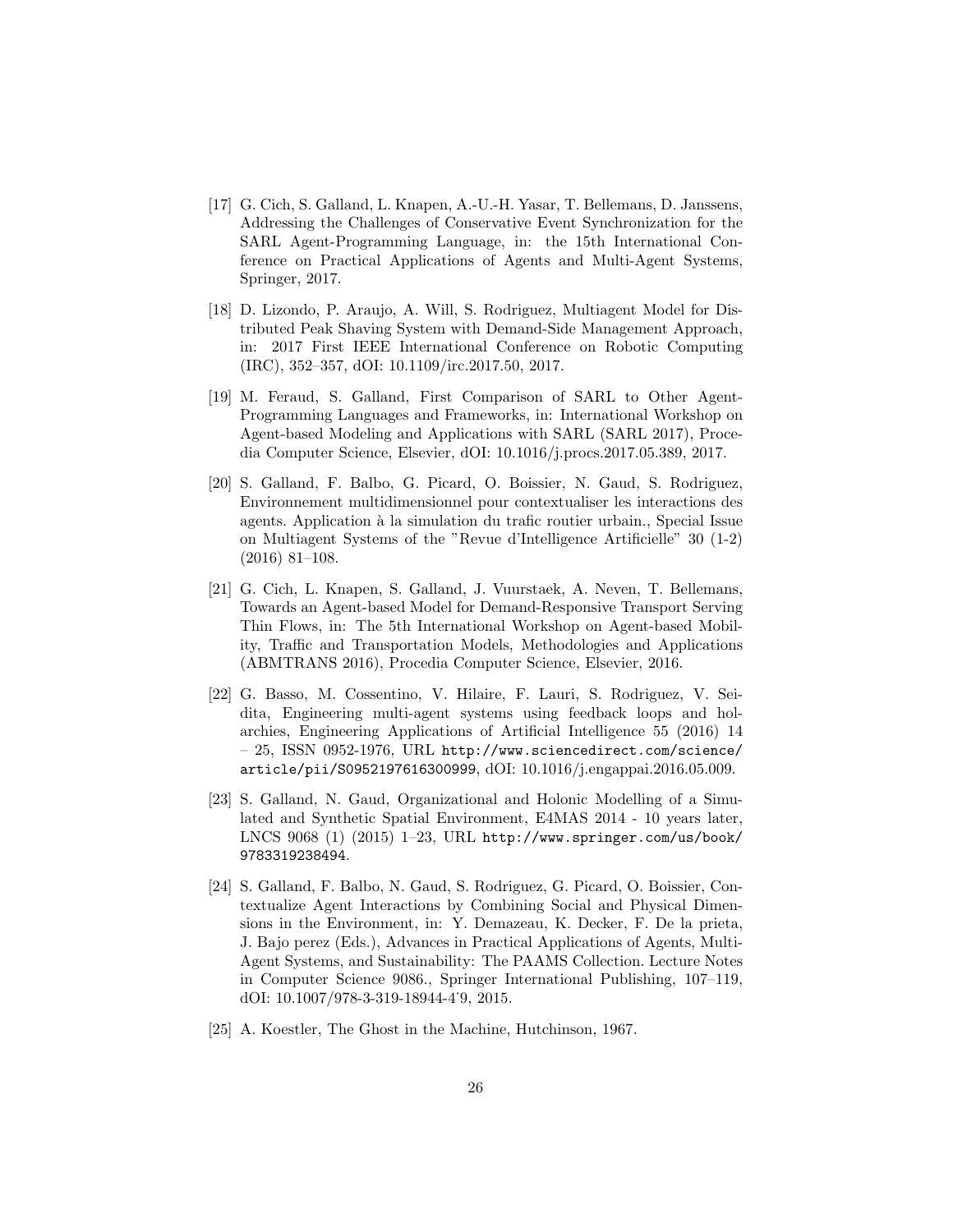[17] G. Cich, S. Galland, L. Knapen, A.-U.-H. Yasar, T. Bellemans, D. Janssens, Addressing the Challenges of Conservative Event Synchronization for the SARL Agent-Programming Language, in: the 15th International Conference on Practical Applications of Agents and Multi-Agent Systems, Springer, 2017.

[18] D. Lizondo, P. Araujo, A. Will, S. Rodriguez, Multiagent Model for Distributed Peak Shaving System with Demand-Side Management Approach, in: 2017 First IEEE International Conference on Robotic Computing (IRC), 352–357, dOI: 10.1109/irc.2017.50, 2017.

[19] M. Feraud, S. Galland, First Comparison of SARL to Other Agent-Programming Languages and Frameworks, in: International Workshop on Agent-based Modeling and Applications with SARL (SARL 2017), Procedia Computer Science, Elsevier, dOI: 10.1016/j.procs.2017.05.389, 2017.

[20] S. Galland, F. Balbo, G. Picard, O. Boissier, N. Gaud, S. Rodriguez, Environnement multidimensionnel pour contextualiser les interactions des agents. Application à la simulation du trafic routier urbain., Special Issue on Multiagent Systems of the "Revue d'Intelligence Artificielle" 30 (1-2) (2016) 81–108.

[21] G. Cich, L. Knapen, S. Galland, J. Vuurstaek, A. Neven, T. Bellemans, Towards an Agent-based Model for Demand-Responsive Transport Serving Thin Flows, in: The 5th International Workshop on Agent-based Mobility, Traffic and Transportation Models, Methodologies and Applications (ABMTRANS 2016), Procedia Computer Science, Elsevier, 2016.

[22] G. Basso, M. Cossentino, V. Hilaire, F. Lauri, S. Rodriguez, V. Seidita, Engineering multi-agent systems using feedback loops and holarchies, Engineering Applications of Artificial Intelligence 55 (2016) 14 – 25, ISSN 0952-1976, URL http://www.sciencedirect.com/science/article/pii/S0952197616300999, dOI: 10.1016/j.engappai.2016.05.009.

[23] S. Galland, N. Gaud, Organizational and Holonic Modelling of a Simulated and Synthetic Spatial Environment, E4MAS 2014 - 10 years later, LNCS 9068 (1) (2015) 1–23, URL http://www.springer.com/us/book/9783319238494.

[24] S. Galland, F. Balbo, N. Gaud, S. Rodriguez, G. Picard, O. Boissier, Contextualize Agent Interactions by Combining Social and Physical Dimensions in the Environment, in: Y. Demazeau, K. Decker, F. De la prieta, J. Bajo perez (Eds.), Advances in Practical Applications of Agents, Multi-Agent Systems, and Sustainability: The PAAMS Collection. Lecture Notes in Computer Science 9086., Springer International Publishing, 107–119, dOI: 10.1007/978-3-319-18944-4˙9, 2015.

[25] A. Koestler, The Ghost in the Machine, Hutchinson, 1967.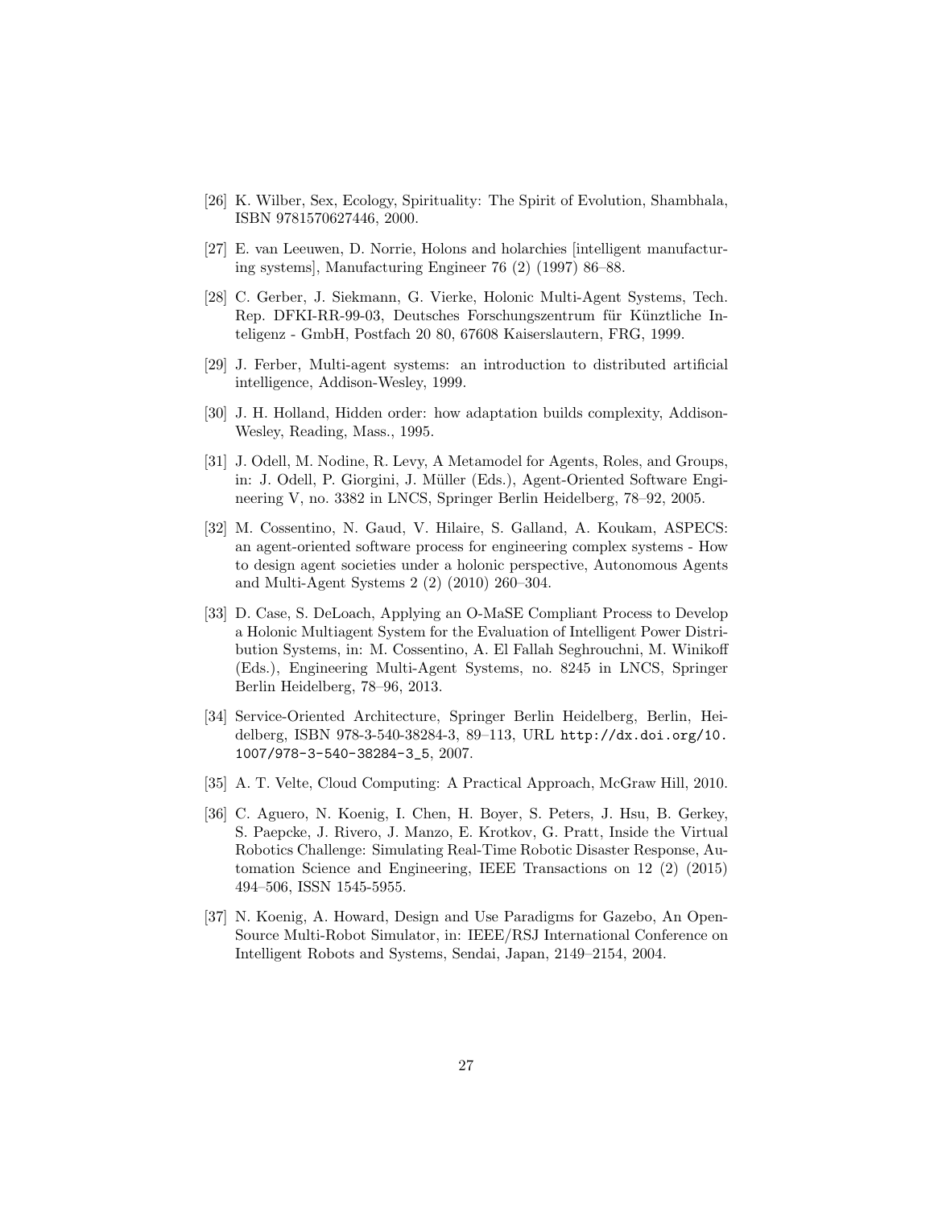[26] K. Wilber, Sex, Ecology, Spirituality: The Spirit of Evolution, Shambhala, ISBN 9781570627446, 2000.

[27] E. van Leeuwen, D. Norrie, Holons and holarchies [intelligent manufacturing systems], Manufacturing Engineer 76 (2) (1997) 86–88.

[28] C. Gerber, J. Siekmann, G. Vierke, Holonic Multi-Agent Systems, Tech. Rep. DFKI-RR-99-03, Deutsches Forschungszentrum für Künztliche Inteligenz - GmbH, Postfach 20 80, 67608 Kaiserslautern, FRG, 1999.

[29] J. Ferber, Multi-agent systems: an introduction to distributed artificial intelligence, Addison-Wesley, 1999.

[30] J. H. Holland, Hidden order: how adaptation builds complexity, Addison-Wesley, Reading, Mass., 1995.

[31] J. Odell, M. Nodine, R. Levy, A Metamodel for Agents, Roles, and Groups, in: J. Odell, P. Giorgini, J. Müller (Eds.), Agent-Oriented Software Engineering V, no. 3382 in LNCS, Springer Berlin Heidelberg, 78–92, 2005.

[32] M. Cossentino, N. Gaud, V. Hilaire, S. Galland, A. Koukam, ASPECS: an agent-oriented software process for engineering complex systems - How to design agent societies under a holonic perspective, Autonomous Agents and Multi-Agent Systems 2 (2) (2010) 260–304.

[33] D. Case, S. DeLoach, Applying an O-MaSE Compliant Process to Develop a Holonic Multiagent System for the Evaluation of Intelligent Power Distribution Systems, in: M. Cossentino, A. El Fallah Seghrouchni, M. Winikoff (Eds.), Engineering Multi-Agent Systems, no. 8245 in LNCS, Springer Berlin Heidelberg, 78–96, 2013.

[34] Service-Oriented Architecture, Springer Berlin Heidelberg, Berlin, Heidelberg, ISBN 978-3-540-38284-3, 89–113, URL http://dx.doi.org/10.1007/978-3-540-38284-3_5, 2007.

[35] A. T. Velte, Cloud Computing: A Practical Approach, McGraw Hill, 2010.

[36] C. Aguero, N. Koenig, I. Chen, H. Boyer, S. Peters, J. Hsu, B. Gerkey, S. Paepcke, J. Rivero, J. Manzo, E. Krotkov, G. Pratt, Inside the Virtual Robotics Challenge: Simulating Real-Time Robotic Disaster Response, Automation Science and Engineering, IEEE Transactions on 12 (2) (2015) 494–506, ISSN 1545-5955.

[37] N. Koenig, A. Howard, Design and Use Paradigms for Gazebo, An Open-Source Multi-Robot Simulator, in: IEEE/RSJ International Conference on Intelligent Robots and Systems, Sendai, Japan, 2149–2154, 2004.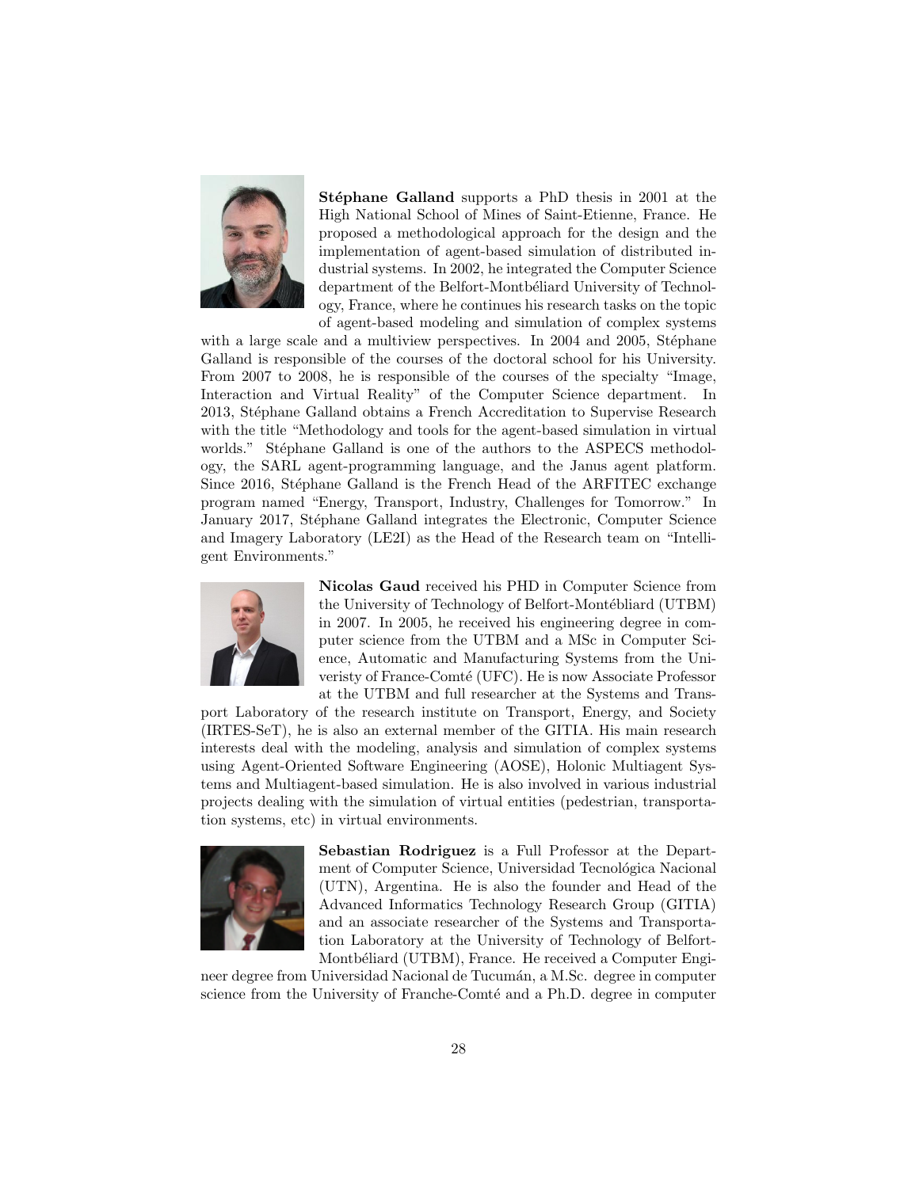**Stéphane Galland** supports a PhD thesis in 2001 at the High National School of Mines of Saint-Etienne, France. He proposed a methodological approach for the design and the implementation of agent-based simulation of distributed industrial systems. In 2002, he integrated the Computer Science department of the Belfort-Montbéliard University of Technology, France, where he continues his research tasks on the topic of agent-based modeling and simulation of complex systems with a large scale and a multiview perspectives. In 2004 and 2005, Stéphane Galland is responsible of the courses of the doctoral school for his University. From 2007 to 2008, he is responsible of the courses of the specialty "Image, Interaction and Virtual Reality" of the Computer Science department. In 2013, Stéphane Galland obtains a French Accreditation to Supervise Research with the title "Methodology and tools for the agent-based simulation in virtual worlds." Stéphane Galland is one of the authors to the ASPECS methodology, the SARL agent-programming language, and the Janus agent platform. Since 2016, Stéphane Galland is the French Head of the ARFITEC exchange program named "Energy, Transport, Industry, Challenges for Tomorrow." In January 2017, Stéphane Galland integrates the Electronic, Computer Science and Imagery Laboratory (LE2I) as the Head of the Research team on "Intelligent Environments."

**Nicolas Gaud** received his PHD in Computer Science from the University of Technology of Belfort-Montébliard (UTBM) in 2007. In 2005, he received his engineering degree in computer science from the UTBM and a MSc in Computer Science, Automatic and Manufacturing Systems from the Univeristy of France-Comté (UFC). He is now Associate Professor at the UTBM and full researcher at the Systems and Transport Laboratory of the research institute on Transport, Energy, and Society (IRTES-SeT), he is also an external member of the GITIA. His main research interests deal with the modeling, analysis and simulation of complex systems using Agent-Oriented Software Engineering (AOSE), Holonic Multiagent Systems and Multiagent-based simulation. He is also involved in various industrial projects dealing with the simulation of virtual entities (pedestrian, transportation systems, etc) in virtual environments.

**Sebastian Rodriguez** is a Full Professor at the Department of Computer Science, Universidad Tecnológica Nacional (UTN), Argentina. He is also the founder and Head of the Advanced Informatics Technology Research Group (GITIA) and an associate researcher of the Systems and Transportation Laboratory at the University of Technology of Belfort-Montbéliard (UTBM), France. He received a Computer Engineer degree from Universidad Nacional de Tucumán, a M.Sc. degree in computer science from the University of Franche-Comté and a Ph.D. degree in computer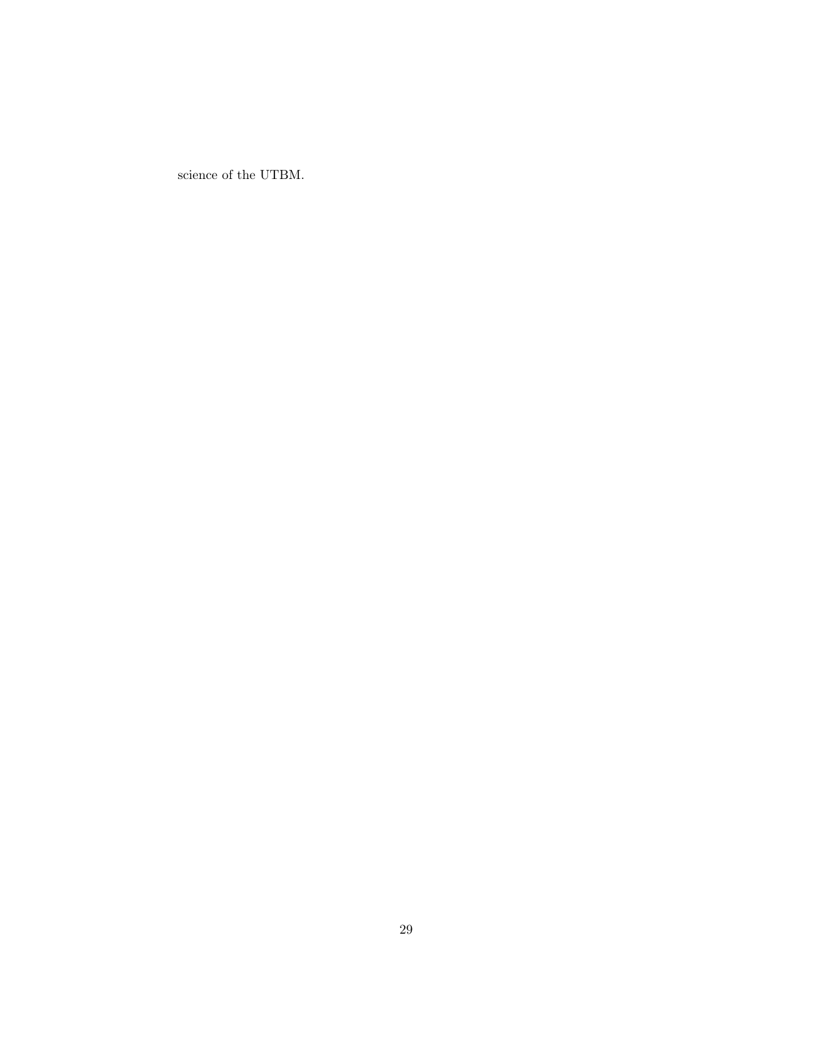science of the UTBM.